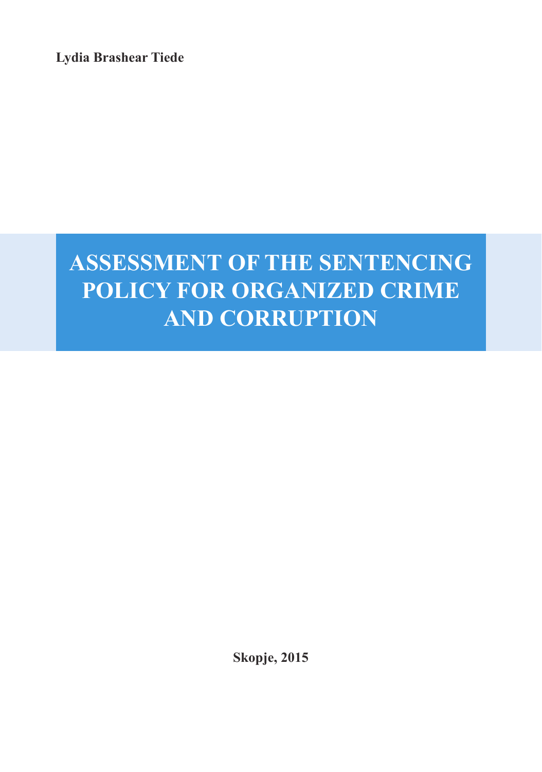**Lydia Brashear Tiede**

# ASSESSMENT OF THE SENTENCING POLICY FOR ORGANIZED CRIME AND CORRUPTION

**Skopje, 2015**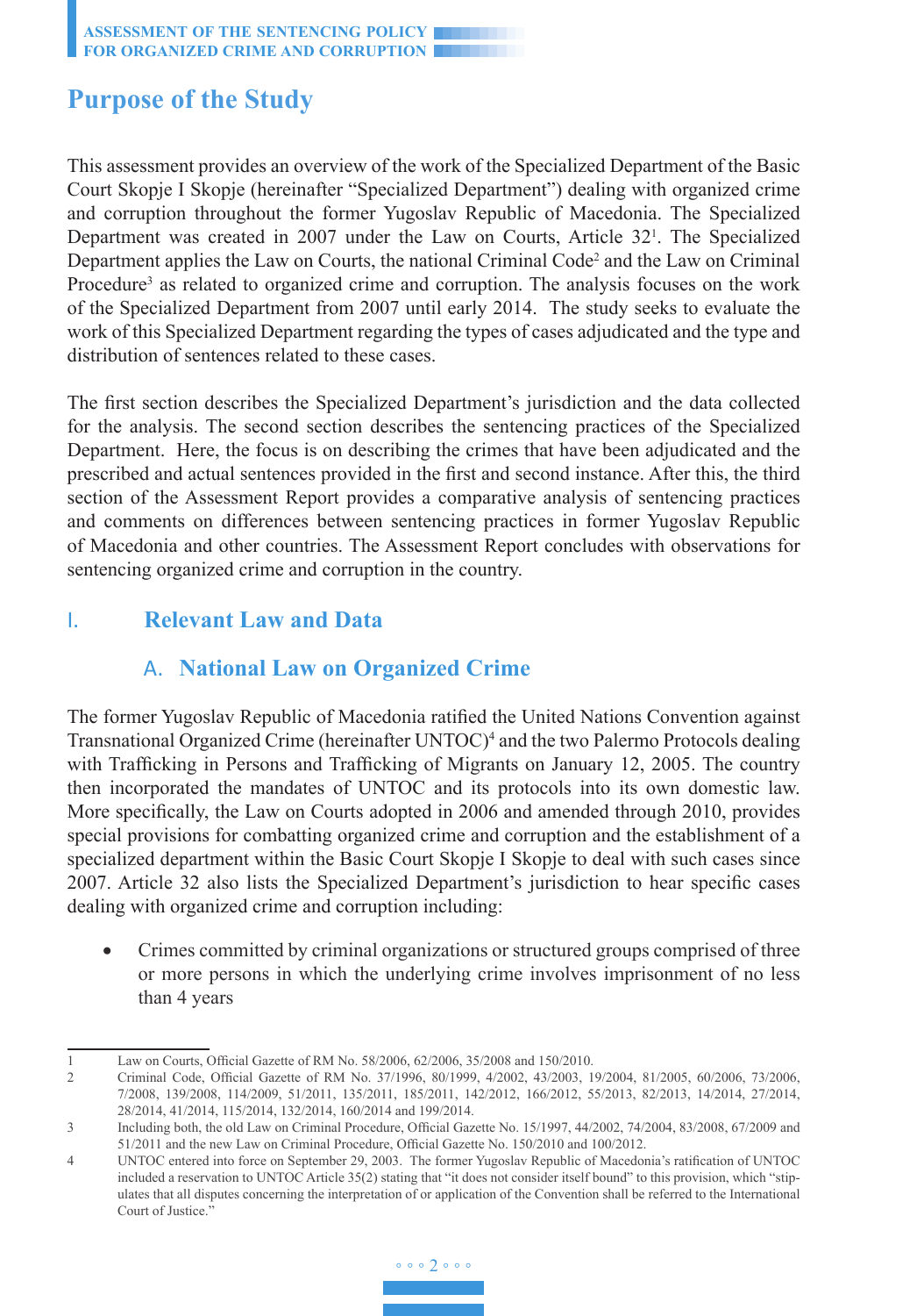# Purpose of the Study

This assessment provides an overview of the work of the Specialized Department of the Basic Court Skopje I Skopje (hereinafter "Specialized Department") dealing with organized crime and corruption throughout the former Yugoslav Republic of Macedonia. The Specialized Department was created in 2007 under the Law on Courts, Article 32[1]. The Specialized Department applies the Law on Courts, the national Criminal Code[2] and the Law on Criminal Procedure[3] as related to organized crime and corruption. The analysis focuses on the work of the Specialized Department from 2007 until early 2014. The study seeks to evaluate the work of this Specialized Department regarding the types of cases adjudicated and the type and distribution of sentences related to these cases.

The first section describes the Specialized Department's jurisdiction and the data collected for the analysis. The second section describes the sentencing practices of the Specialized Department. Here, the focus is on describing the crimes that have been adjudicated and the prescribed and actual sentences provided in the first and second instance. After this, the third section of the Assessment Report provides a comparative analysis of sentencing practices and comments on differences between sentencing practices in former Yugoslav Republic of Macedonia and other countries. The Assessment Report concludes with observations for sentencing organized crime and corruption in the country.

## I. Relevant Law and Data

### A. National Law on Organized Crime

The former Yugoslav Republic of Macedonia ratified the United Nations Convention against Transnational Organized Crime (hereinafter UNTOC)[4] and the two Palermo Protocols dealing with Trafficking in Persons and Trafficking of Migrants on January 12, 2005. The country then incorporated the mandates of UNTOC and its protocols into its own domestic law. More specifically, the Law on Courts adopted in 2006 and amended through 2010, provides special provisions for combatting organized crime and corruption and the establishment of a specialized department within the Basic Court Skopje I Skopje to deal with such cases since 2007. Article 32 also lists the Specialized Department's jurisdiction to hear specific cases dealing with organized crime and corruption including:

- Crimes committed by criminal organizations or structured groups comprised of three or more persons in which the underlying crime involves imprisonment of no less than 4 years

---

1 Law on Courts, Official Gazette of RM No. 58/2006, 62/2006, 35/2008 and 150/2010.

2 Criminal Code, Official Gazette of RM No. 37/1996, 80/1999, 4/2002, 43/2003, 19/2004, 81/2005, 60/2006, 73/2006, 7/2008, 139/2008, 114/2009, 51/2011, 135/2011, 185/2011, 142/2012, 166/2012, 55/2013, 82/2013, 14/2014, 27/2014, 28/2014, 41/2014, 115/2014, 132/2014, 160/2014 and 199/2014.

3 Including both, the old Law on Criminal Procedure, Official Gazette No. 15/1997, 44/2002, 74/2004, 83/2008, 67/2009 and 51/2011 and the new Law on Criminal Procedure, Official Gazette No. 150/2010 and 100/2012.

4 UNTOC entered into force on September 29, 2003. The former Yugoslav Republic of Macedonia's ratification of UNTOC included a reservation to UNTOC Article 35(2) stating that "it does not consider itself bound" to this provision, which "stipulates that all disputes concerning the interpretation of or application of the Convention shall be referred to the International Court of Justice."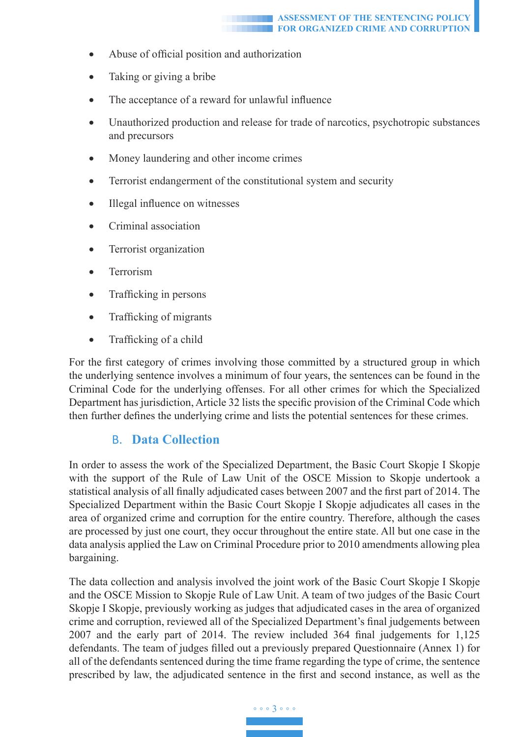- Abuse of official position and authorization
- Taking or giving a bribe
- The acceptance of a reward for unlawful influence
- Unauthorized production and release for trade of narcotics, psychotropic substances and precursors
- Money laundering and other income crimes
- Terrorist endangerment of the constitutional system and security
- Illegal influence on witnesses
- Criminal association
- Terrorist organization
- Terrorism
- Trafficking in persons
- Trafficking of migrants
- Trafficking of a child

For the first category of crimes involving those committed by a structured group in which the underlying sentence involves a minimum of four years, the sentences can be found in the Criminal Code for the underlying offenses. For all other crimes for which the Specialized Department has jurisdiction, Article 32 lists the specific provision of the Criminal Code which then further defines the underlying crime and lists the potential sentences for these crimes.

## B. Data Collection

In order to assess the work of the Specialized Department, the Basic Court Skopje I Skopje with the support of the Rule of Law Unit of the OSCE Mission to Skopje undertook a statistical analysis of all finally adjudicated cases between 2007 and the first part of 2014. The Specialized Department within the Basic Court Skopje I Skopje adjudicates all cases in the area of organized crime and corruption for the entire country. Therefore, although the cases are processed by just one court, they occur throughout the entire state. All but one case in the data analysis applied the Law on Criminal Procedure prior to 2010 amendments allowing plea bargaining.

The data collection and analysis involved the joint work of the Basic Court Skopje I Skopje and the OSCE Mission to Skopje Rule of Law Unit. A team of two judges of the Basic Court Skopje I Skopje, previously working as judges that adjudicated cases in the area of organized crime and corruption, reviewed all of the Specialized Department's final judgements between 2007 and the early part of 2014. The review included 364 final judgements for 1,125 defendants. The team of judges filled out a previously prepared Questionnaire (Annex 1) for all of the defendants sentenced during the time frame regarding the type of crime, the sentence prescribed by law, the adjudicated sentence in the first and second instance, as well as the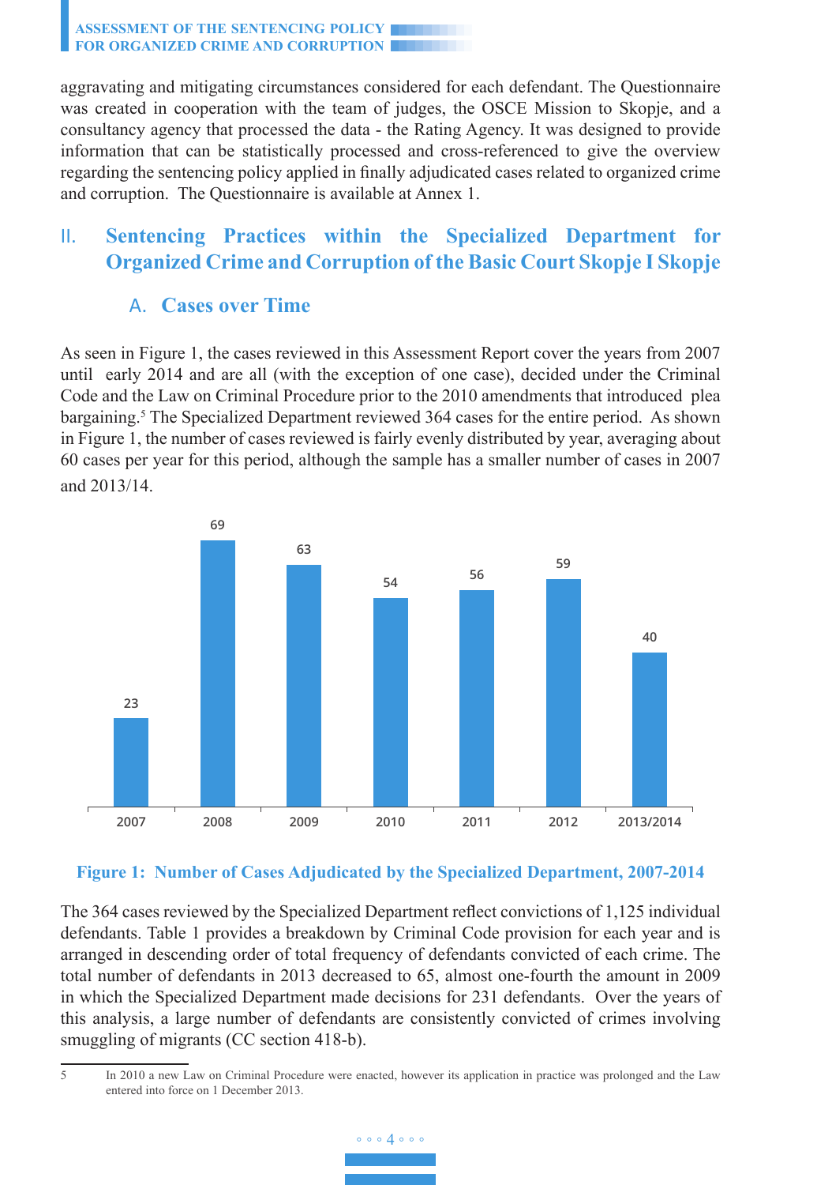aggravating and mitigating circumstances considered for each defendant. The Questionnaire was created in cooperation with the team of judges, the OSCE Mission to Skopje, and a consultancy agency that processed the data - the Rating Agency. It was designed to provide information that can be statistically processed and cross-referenced to give the overview regarding the sentencing policy applied in finally adjudicated cases related to organized crime and corruption. The Questionnaire is available at Annex 1.

## II. Sentencing Practices within the Specialized Department for Organized Crime and Corruption of the Basic Court Skopje I Skopje

### A. Cases over Time

As seen in Figure 1, the cases reviewed in this Assessment Report cover the years from 2007 until early 2014 and are all (with the exception of one case), decided under the Criminal Code and the Law on Criminal Procedure prior to the 2010 amendments that introduced plea bargaining.[5] The Specialized Department reviewed 364 cases for the entire period. As shown in Figure 1, the number of cases reviewed is fairly evenly distributed by year, averaging about 60 cases per year for this period, although the sample has a smaller number of cases in 2007 and 2013/14.

| 2007 | 2008 | 2009 | 2010 | 2011 | 2012 | 2013/2014 |
|---|---|---|---|---|---|---|
| 23 | 69 | 63 | 54 | 56 | 59 | 40 |

**Figure 1: Number of Cases Adjudicated by the Specialized Department, 2007-2014**

The 364 cases reviewed by the Specialized Department reflect convictions of 1,125 individual defendants. Table 1 provides a breakdown by Criminal Code provision for each year and is arranged in descending order of total frequency of defendants convicted of each crime. The total number of defendants in 2013 decreased to 65, almost one-fourth the amount in 2009 in which the Specialized Department made decisions for 231 defendants. Over the years of this analysis, a large number of defendants are consistently convicted of crimes involving smuggling of migrants (CC section 418-b).

---

5 In 2010 a new Law on Criminal Procedure were enacted, however its application in practice was prolonged and the Law entered into force on 1 December 2013.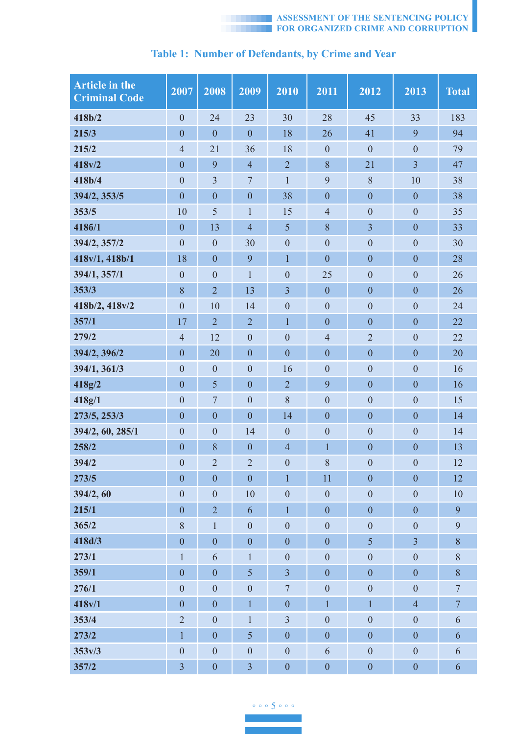**Table 1: Number of Defendants, by Crime and Year**

| Article in the Criminal Code | 2007 | 2008 | 2009 | 2010 | 2011 | 2012 | 2013 | Total |
|---|---|---|---|---|---|---|---|---|
| 418b/2 | 0 | 24 | 23 | 30 | 28 | 45 | 33 | 183 |
| 215/3 | 0 | 0 | 0 | 18 | 26 | 41 | 9 | 94 |
| 215/2 | 4 | 21 | 36 | 18 | 0 | 0 | 0 | 79 |
| 418v/2 | 0 | 9 | 4 | 2 | 8 | 21 | 3 | 47 |
| 418b/4 | 0 | 3 | 7 | 1 | 9 | 8 | 10 | 38 |
| 394/2, 353/5 | 0 | 0 | 0 | 38 | 0 | 0 | 0 | 38 |
| 353/5 | 10 | 5 | 1 | 15 | 4 | 0 | 0 | 35 |
| 418б/1 | 0 | 13 | 4 | 5 | 8 | 3 | 0 | 33 |
| 394/2, 357/2 | 0 | 0 | 30 | 0 | 0 | 0 | 0 | 30 |
| 418v/1, 418b/1 | 18 | 0 | 9 | 1 | 0 | 0 | 0 | 28 |
| 394/1, 357/1 | 0 | 0 | 1 | 0 | 25 | 0 | 0 | 26 |
| 353/3 | 8 | 2 | 13 | 3 | 0 | 0 | 0 | 26 |
| 418b/2, 418v/2 | 0 | 10 | 14 | 0 | 0 | 0 | 0 | 24 |
| 357/1 | 17 | 2 | 2 | 1 | 0 | 0 | 0 | 22 |
| 279/2 | 4 | 12 | 0 | 0 | 4 | 2 | 0 | 22 |
| 394/2, 396/2 | 0 | 20 | 0 | 0 | 0 | 0 | 0 | 20 |
| 394/1, 361/3 | 0 | 0 | 0 | 16 | 0 | 0 | 0 | 16 |
| 418g/2 | 0 | 5 | 0 | 2 | 9 | 0 | 0 | 16 |
| 418g/1 | 0 | 7 | 0 | 8 | 0 | 0 | 0 | 15 |
| 273/5, 253/3 | 0 | 0 | 0 | 14 | 0 | 0 | 0 | 14 |
| 394/2, 60, 285/1 | 0 | 0 | 14 | 0 | 0 | 0 | 0 | 14 |
| 258/2 | 0 | 8 | 0 | 4 | 1 | 0 | 0 | 13 |
| 394/2 | 0 | 2 | 2 | 0 | 8 | 0 | 0 | 12 |
| 273/5 | 0 | 0 | 0 | 1 | 11 | 0 | 0 | 12 |
| 394/2, 60 | 0 | 0 | 10 | 0 | 0 | 0 | 0 | 10 |
| 215/1 | 0 | 2 | 6 | 1 | 0 | 0 | 0 | 9 |
| 365/2 | 8 | 1 | 0 | 0 | 0 | 0 | 0 | 9 |
| 418d/3 | 0 | 0 | 0 | 0 | 0 | 5 | 3 | 8 |
| 273/1 | 1 | 6 | 1 | 0 | 0 | 0 | 0 | 8 |
| 359/1 | 0 | 0 | 5 | 3 | 0 | 0 | 0 | 8 |
| 276/1 | 0 | 0 | 0 | 7 | 0 | 0 | 0 | 7 |
| 418v/1 | 0 | 0 | 1 | 0 | 1 | 1 | 4 | 7 |
| 353/4 | 2 | 0 | 1 | 3 | 0 | 0 | 0 | 6 |
| 273/2 | 1 | 0 | 5 | 0 | 0 | 0 | 0 | 6 |
| 353v/3 | 0 | 0 | 0 | 0 | 6 | 0 | 0 | 6 |
| 357/2 | 3 | 0 | 3 | 0 | 0 | 0 | 0 | 6 |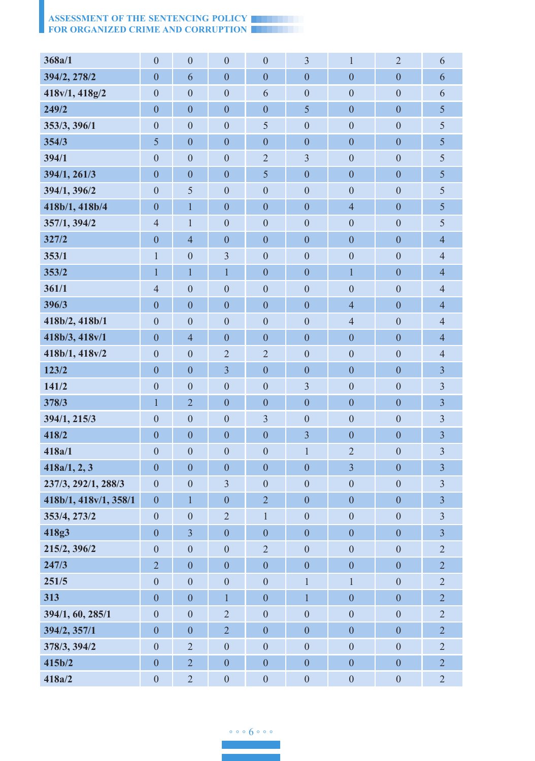| | | | | | | | | |
|---|---|---|---|---|---|---|---|---|
| **368a/1** | 0 | 0 | 0 | 0 | 3 | 1 | 2 | 6 |
| **394/2, 278/2** | 0 | 6 | 0 | 0 | 0 | 0 | 0 | 6 |
| **418v/1, 418g/2** | 0 | 0 | 0 | 6 | 0 | 0 | 0 | 6 |
| **249/2** | 0 | 0 | 0 | 0 | 5 | 0 | 0 | 5 |
| **353/3, 396/1** | 0 | 0 | 0 | 5 | 0 | 0 | 0 | 5 |
| **354/3** | 5 | 0 | 0 | 0 | 0 | 0 | 0 | 5 |
| **394/1** | 0 | 0 | 0 | 2 | 3 | 0 | 0 | 5 |
| **394/1, 261/3** | 0 | 0 | 0 | 5 | 0 | 0 | 0 | 5 |
| **394/1, 396/2** | 0 | 5 | 0 | 0 | 0 | 0 | 0 | 5 |
| **418b/1, 418b/4** | 0 | 1 | 0 | 0 | 0 | 4 | 0 | 5 |
| **357/1, 394/2** | 4 | 1 | 0 | 0 | 0 | 0 | 0 | 5 |
| **327/2** | 0 | 4 | 0 | 0 | 0 | 0 | 0 | 4 |
| **353/1** | 1 | 0 | 3 | 0 | 0 | 0 | 0 | 4 |
| **353/2** | 1 | 1 | 1 | 0 | 0 | 1 | 0 | 4 |
| **361/1** | 4 | 0 | 0 | 0 | 0 | 0 | 0 | 4 |
| **396/3** | 0 | 0 | 0 | 0 | 0 | 4 | 0 | 4 |
| **418b/2, 418b/1** | 0 | 0 | 0 | 0 | 0 | 4 | 0 | 4 |
| **418b/3, 418v/1** | 0 | 4 | 0 | 0 | 0 | 0 | 0 | 4 |
| **418b/1, 418v/2** | 0 | 0 | 2 | 2 | 0 | 0 | 0 | 4 |
| **123/2** | 0 | 0 | 3 | 0 | 0 | 0 | 0 | 3 |
| **141/2** | 0 | 0 | 0 | 0 | 3 | 0 | 0 | 3 |
| **378/3** | 1 | 2 | 0 | 0 | 0 | 0 | 0 | 3 |
| **394/1, 215/3** | 0 | 0 | 0 | 3 | 0 | 0 | 0 | 3 |
| **418/2** | 0 | 0 | 0 | 0 | 3 | 0 | 0 | 3 |
| **418a/1** | 0 | 0 | 0 | 0 | 1 | 2 | 0 | 3 |
| **418a/1, 2, 3** | 0 | 0 | 0 | 0 | 0 | 3 | 0 | 3 |
| **237/3, 292/1, 288/3** | 0 | 0 | 3 | 0 | 0 | 0 | 0 | 3 |
| **418b/1, 418v/1, 358/1** | 0 | 1 | 0 | 2 | 0 | 0 | 0 | 3 |
| **353/4, 273/2** | 0 | 0 | 2 | 1 | 0 | 0 | 0 | 3 |
| **418g3** | 0 | 3 | 0 | 0 | 0 | 0 | 0 | 3 |
| **215/2, 396/2** | 0 | 0 | 0 | 2 | 0 | 0 | 0 | 2 |
| **247/3** | 2 | 0 | 0 | 0 | 0 | 0 | 0 | 2 |
| **251/5** | 0 | 0 | 0 | 0 | 1 | 1 | 0 | 2 |
| **313** | 0 | 0 | 1 | 0 | 1 | 0 | 0 | 2 |
| **394/1, 60, 285/1** | 0 | 0 | 2 | 0 | 0 | 0 | 0 | 2 |
| **394/2, 357/1** | 0 | 0 | 2 | 0 | 0 | 0 | 0 | 2 |
| **378/3, 394/2** | 0 | 2 | 0 | 0 | 0 | 0 | 0 | 2 |
| **415b/2** | 0 | 2 | 0 | 0 | 0 | 0 | 0 | 2 |
| **418a/2** | 0 | 2 | 0 | 0 | 0 | 0 | 0 | 2 |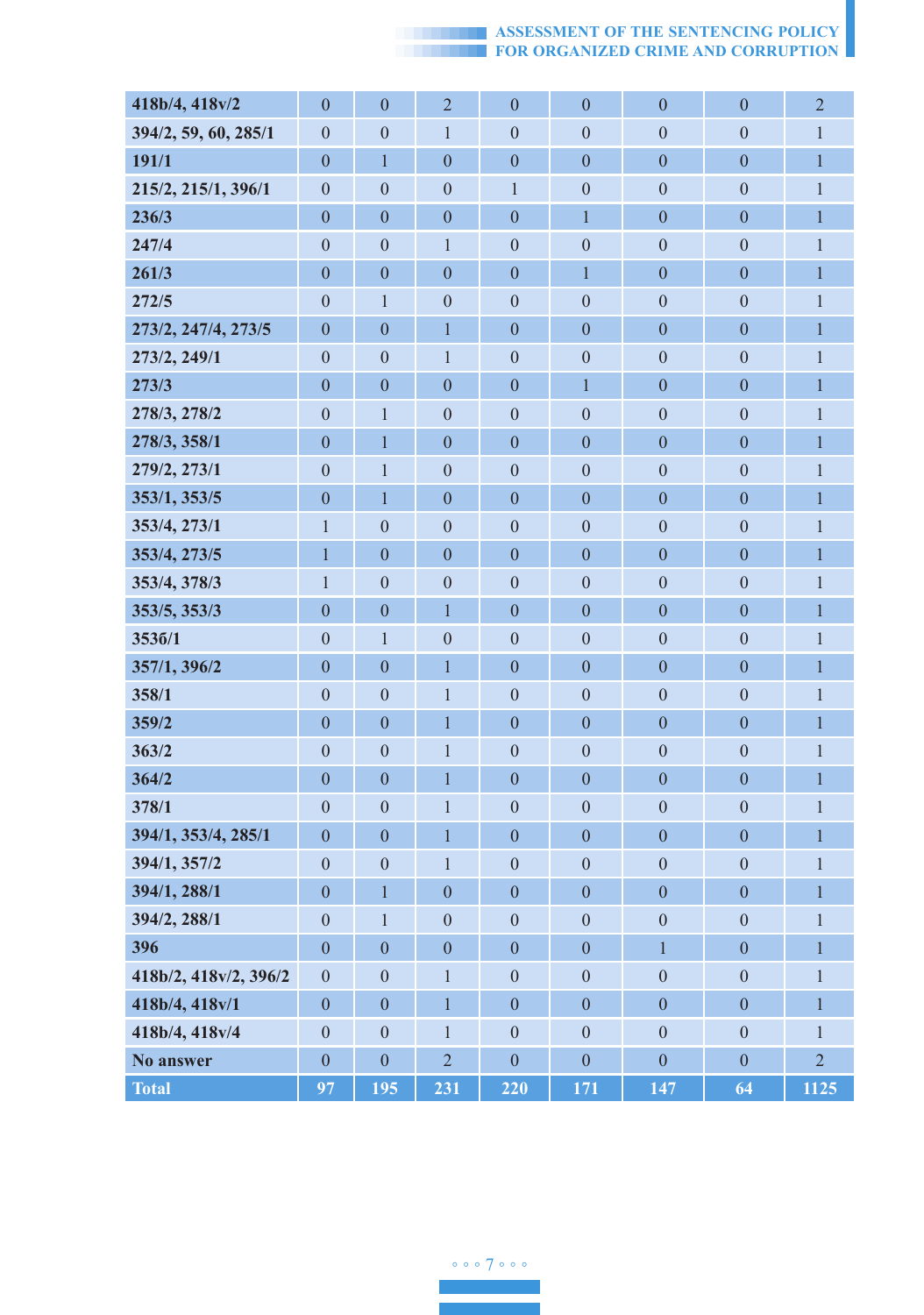| | | | | | | | | |
|---|---|---|---|---|---|---|---|---|
| 418b/4, 418v/2 | 0 | 0 | 2 | 0 | 0 | 0 | 0 | 2 |
| 394/2, 59, 60, 285/1 | 0 | 0 | 1 | 0 | 0 | 0 | 0 | 1 |
| 191/1 | 0 | 1 | 0 | 0 | 0 | 0 | 0 | 1 |
| 215/2, 215/1, 396/1 | 0 | 0 | 0 | 1 | 0 | 0 | 0 | 1 |
| 236/3 | 0 | 0 | 0 | 0 | 1 | 0 | 0 | 1 |
| 247/4 | 0 | 0 | 1 | 0 | 0 | 0 | 0 | 1 |
| 261/3 | 0 | 0 | 0 | 0 | 1 | 0 | 0 | 1 |
| 272/5 | 0 | 1 | 0 | 0 | 0 | 0 | 0 | 1 |
| 273/2, 247/4, 273/5 | 0 | 0 | 1 | 0 | 0 | 0 | 0 | 1 |
| 273/2, 249/1 | 0 | 0 | 1 | 0 | 0 | 0 | 0 | 1 |
| 273/3 | 0 | 0 | 0 | 0 | 1 | 0 | 0 | 1 |
| 278/3, 278/2 | 0 | 1 | 0 | 0 | 0 | 0 | 0 | 1 |
| 278/3, 358/1 | 0 | 1 | 0 | 0 | 0 | 0 | 0 | 1 |
| 279/2, 273/1 | 0 | 1 | 0 | 0 | 0 | 0 | 0 | 1 |
| 353/1, 353/5 | 0 | 1 | 0 | 0 | 0 | 0 | 0 | 1 |
| 353/4, 273/1 | 1 | 0 | 0 | 0 | 0 | 0 | 0 | 1 |
| 353/4, 273/5 | 1 | 0 | 0 | 0 | 0 | 0 | 0 | 1 |
| 353/4, 378/3 | 1 | 0 | 0 | 0 | 0 | 0 | 0 | 1 |
| 353/5, 353/3 | 0 | 0 | 1 | 0 | 0 | 0 | 0 | 1 |
| 353б/1 | 0 | 1 | 0 | 0 | 0 | 0 | 0 | 1 |
| 357/1, 396/2 | 0 | 0 | 1 | 0 | 0 | 0 | 0 | 1 |
| 358/1 | 0 | 0 | 1 | 0 | 0 | 0 | 0 | 1 |
| 359/2 | 0 | 0 | 1 | 0 | 0 | 0 | 0 | 1 |
| 363/2 | 0 | 0 | 1 | 0 | 0 | 0 | 0 | 1 |
| 364/2 | 0 | 0 | 1 | 0 | 0 | 0 | 0 | 1 |
| 378/1 | 0 | 0 | 1 | 0 | 0 | 0 | 0 | 1 |
| 394/1, 353/4, 285/1 | 0 | 0 | 1 | 0 | 0 | 0 | 0 | 1 |
| 394/1, 357/2 | 0 | 0 | 1 | 0 | 0 | 0 | 0 | 1 |
| 394/1, 288/1 | 0 | 1 | 0 | 0 | 0 | 0 | 0 | 1 |
| 394/2, 288/1 | 0 | 1 | 0 | 0 | 0 | 0 | 0 | 1 |
| 396 | 0 | 0 | 0 | 0 | 0 | 1 | 0 | 1 |
| 418b/2, 418v/2, 396/2 | 0 | 0 | 1 | 0 | 0 | 0 | 0 | 1 |
| 418b/4, 418v/1 | 0 | 0 | 1 | 0 | 0 | 0 | 0 | 1 |
| 418b/4, 418v/4 | 0 | 0 | 1 | 0 | 0 | 0 | 0 | 1 |
| No answer | 0 | 0 | 2 | 0 | 0 | 0 | 0 | 2 |
| **Total** | **97** | **195** | **231** | **220** | **171** | **147** | **64** | **1125** |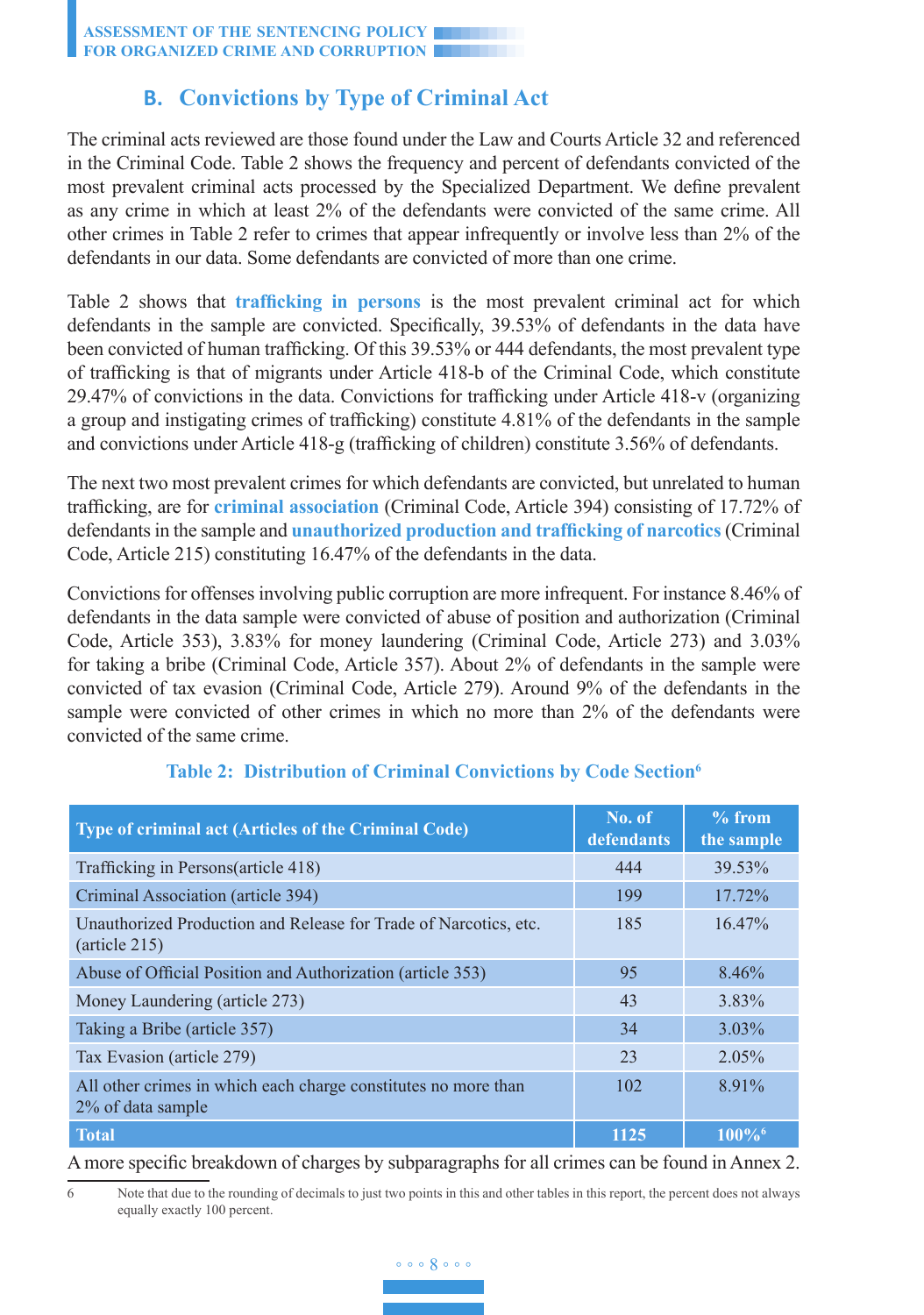## B. Convictions by Type of Criminal Act

The criminal acts reviewed are those found under the Law and Courts Article 32 and referenced in the Criminal Code. Table 2 shows the frequency and percent of defendants convicted of the most prevalent criminal acts processed by the Specialized Department. We define prevalent as any crime in which at least 2% of the defendants were convicted of the same crime. All other crimes in Table 2 refer to crimes that appear infrequently or involve less than 2% of the defendants in our data. Some defendants are convicted of more than one crime.

Table 2 shows that **trafficking in persons** is the most prevalent criminal act for which defendants in the sample are convicted. Specifically, 39.53% of defendants in the data have been convicted of human trafficking. Of this 39.53% or 444 defendants, the most prevalent type of trafficking is that of migrants under Article 418-b of the Criminal Code, which constitute 29.47% of convictions in the data. Convictions for trafficking under Article 418-v (organizing a group and instigating crimes of trafficking) constitute 4.81% of the defendants in the sample and convictions under Article 418-g (trafficking of children) constitute 3.56% of defendants.

The next two most prevalent crimes for which defendants are convicted, but unrelated to human trafficking, are for **criminal association** (Criminal Code, Article 394) consisting of 17.72% of defendants in the sample and **unauthorized production and trafficking of narcotics** (Criminal Code, Article 215) constituting 16.47% of the defendants in the data.

Convictions for offenses involving public corruption are more infrequent. For instance 8.46% of defendants in the data sample were convicted of abuse of position and authorization (Criminal Code, Article 353), 3.83% for money laundering (Criminal Code, Article 273) and 3.03% for taking a bribe (Criminal Code, Article 357). About 2% of defendants in the sample were convicted of tax evasion (Criminal Code, Article 279). Around 9% of the defendants in the sample were convicted of other crimes in which no more than 2% of the defendants were convicted of the same crime.

**Table 2: Distribution of Criminal Convictions by Code Section**[6]

| Type of criminal act (Articles of the Criminal Code) | No. of defendants | % from the sample |
|---|---|---|
| Trafficking in Persons(article 418) | 444 | 39.53% |
| Criminal Association (article 394) | 199 | 17.72% |
| Unauthorized Production and Release for Trade of Narcotics, etc. (article 215) | 185 | 16.47% |
| Abuse of Official Position and Authorization (article 353) | 95 | 8.46% |
| Money Laundering (article 273) | 43 | 3.83% |
| Taking a Bribe (article 357) | 34 | 3.03% |
| Tax Evasion (article 279) | 23 | 2.05% |
| All other crimes in which each charge constitutes no more than 2% of data sample | 102 | 8.91% |
| **Total** | **1125** | **100%**[6] |

A more specific breakdown of charges by subparagraphs for all crimes can be found in Annex 2.

6 Note that due to the rounding of decimals to just two points in this and other tables in this report, the percent does not always equally exactly 100 percent.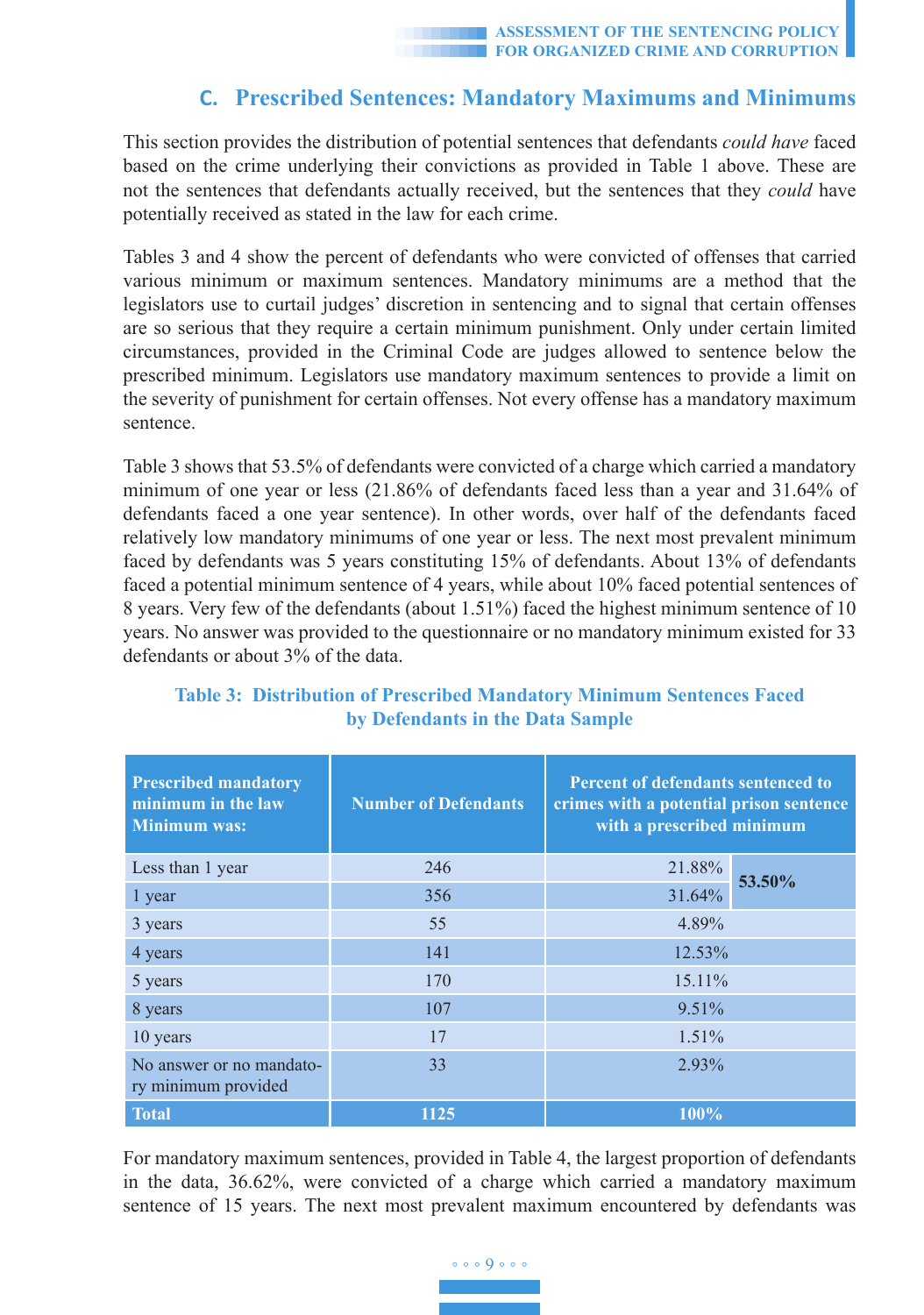## C. Prescribed Sentences: Mandatory Maximums and Minimums

This section provides the distribution of potential sentences that defendants *could have* faced based on the crime underlying their convictions as provided in Table 1 above. These are not the sentences that defendants actually received, but the sentences that they *could* have potentially received as stated in the law for each crime.

Tables 3 and 4 show the percent of defendants who were convicted of offenses that carried various minimum or maximum sentences. Mandatory minimums are a method that the legislators use to curtail judges' discretion in sentencing and to signal that certain offenses are so serious that they require a certain minimum punishment. Only under certain limited circumstances, provided in the Criminal Code are judges allowed to sentence below the prescribed minimum. Legislators use mandatory maximum sentences to provide a limit on the severity of punishment for certain offenses. Not every offense has a mandatory maximum sentence.

Table 3 shows that 53.5% of defendants were convicted of a charge which carried a mandatory minimum of one year or less (21.86% of defendants faced less than a year and 31.64% of defendants faced a one year sentence). In other words, over half of the defendants faced relatively low mandatory minimums of one year or less. The next most prevalent minimum faced by defendants was 5 years constituting 15% of defendants. About 13% of defendants faced a potential minimum sentence of 4 years, while about 10% faced potential sentences of 8 years. Very few of the defendants (about 1.51%) faced the highest minimum sentence of 10 years. No answer was provided to the questionnaire or no mandatory minimum existed for 33 defendants or about 3% of the data.

**Table 3: Distribution of Prescribed Mandatory Minimum Sentences Faced by Defendants in the Data Sample**

| Prescribed mandatory minimum in the law Minimum was: | Number of Defendants | Percent of defendants sentenced to crimes with a potential prison sentence with a prescribed minimum | |
|---|---|---|---|
| Less than 1 year | 246 | 21.88% | **53.50%** |
| 1 year | 356 | 31.64% | |
| 3 years | 55 | 4.89% | |
| 4 years | 141 | 12.53% | |
| 5 years | 170 | 15.11% | |
| 8 years | 107 | 9.51% | |
| 10 years | 17 | 1.51% | |
| No answer or no mandatory minimum provided | 33 | 2.93% | |
| **Total** | **1125** | **100%** | |

For mandatory maximum sentences, provided in Table 4, the largest proportion of defendants in the data, 36.62%, were convicted of a charge which carried a mandatory maximum sentence of 15 years. The next most prevalent maximum encountered by defendants was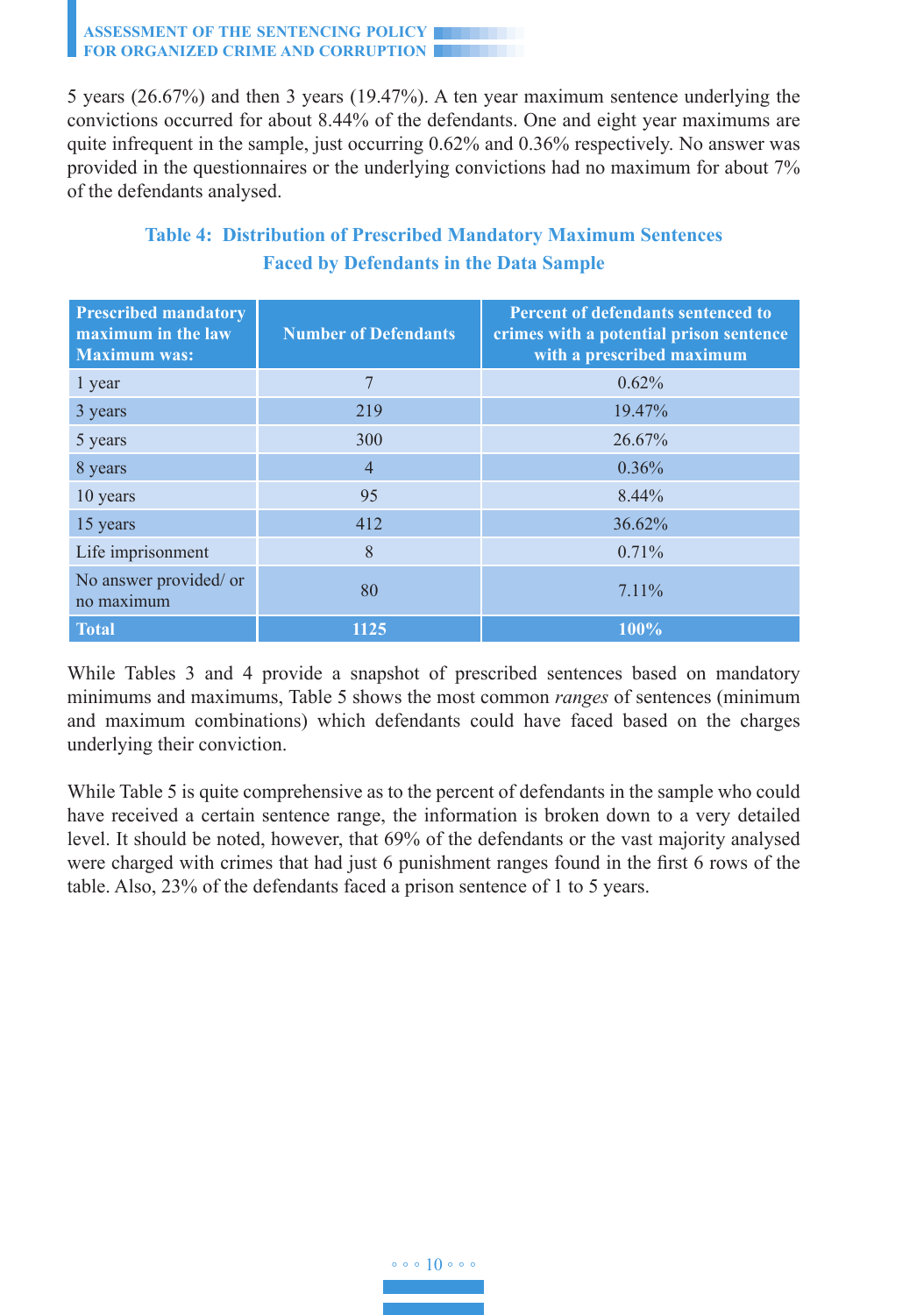5 years (26.67%) and then 3 years (19.47%). A ten year maximum sentence underlying the convictions occurred for about 8.44% of the defendants. One and eight year maximums are quite infrequent in the sample, just occurring 0.62% and 0.36% respectively. No answer was provided in the questionnaires or the underlying convictions had no maximum for about 7% of the defendants analysed.

### Table 4: Distribution of Prescribed Mandatory Maximum Sentences Faced by Defendants in the Data Sample

| Prescribed mandatory maximum in the law Maximum was: | Number of Defendants | Percent of defendants sentenced to crimes with a potential prison sentence with a prescribed maximum |
|---|---|---|
| 1 year | 7 | 0.62% |
| 3 years | 219 | 19.47% |
| 5 years | 300 | 26.67% |
| 8 years | 4 | 0.36% |
| 10 years | 95 | 8.44% |
| 15 years | 412 | 36.62% |
| Life imprisonment | 8 | 0.71% |
| No answer provided/ or no maximum | 80 | 7.11% |
| **Total** | **1125** | **100%** |

While Tables 3 and 4 provide a snapshot of prescribed sentences based on mandatory minimums and maximums, Table 5 shows the most common *ranges* of sentences (minimum and maximum combinations) which defendants could have faced based on the charges underlying their conviction.

While Table 5 is quite comprehensive as to the percent of defendants in the sample who could have received a certain sentence range, the information is broken down to a very detailed level. It should be noted, however, that 69% of the defendants or the vast majority analysed were charged with crimes that had just 6 punishment ranges found in the first 6 rows of the table. Also, 23% of the defendants faced a prison sentence of 1 to 5 years.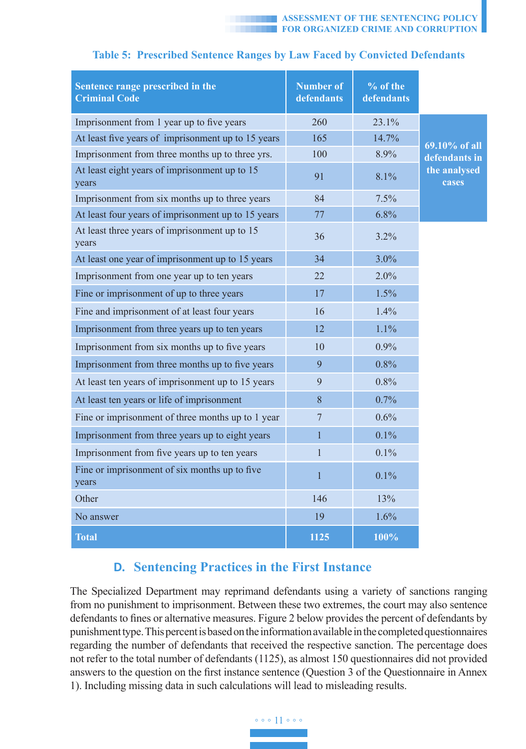**Table 5: Prescribed Sentence Ranges by Law Faced by Convicted Defendants**

| Sentence range prescribed in the Criminal Code | Number of defendants | % of the defendants | |
|---|---|---|---|
| Imprisonment from 1 year up to five years | 260 | 23.1% | 69.10% of all defendants in the analysed cases |
| At least five years of imprisonment up to 15 years | 165 | 14.7% | |
| Imprisonment from three months up to three yrs. | 100 | 8.9% | |
| At least eight years of imprisonment up to 15 years | 91 | 8.1% | |
| Imprisonment from six months up to three years | 84 | 7.5% | |
| At least four years of imprisonment up to 15 years | 77 | 6.8% | |
| At least three years of imprisonment up to 15 years | 36 | 3.2% | |
| At least one year of imprisonment up to 15 years | 34 | 3.0% | |
| Imprisonment from one year up to ten years | 22 | 2.0% | |
| Fine or imprisonment of up to three years | 17 | 1.5% | |
| Fine and imprisonment of at least four years | 16 | 1.4% | |
| Imprisonment from three years up to ten years | 12 | 1.1% | |
| Imprisonment from six months up to five years | 10 | 0.9% | |
| Imprisonment from three months up to five years | 9 | 0.8% | |
| At least ten years of imprisonment up to 15 years | 9 | 0.8% | |
| At least ten years or life of imprisonment | 8 | 0.7% | |
| Fine or imprisonment of three months up to 1 year | 7 | 0.6% | |
| Imprisonment from three years up to eight years | 1 | 0.1% | |
| Imprisonment from five years up to ten years | 1 | 0.1% | |
| Fine or imprisonment of six months up to five years | 1 | 0.1% | |
| Other | 146 | 13% | |
| No answer | 19 | 1.6% | |
| **Total** | **1125** | **100%** | |

## D. Sentencing Practices in the First Instance

The Specialized Department may reprimand defendants using a variety of sanctions ranging from no punishment to imprisonment. Between these two extremes, the court may also sentence defendants to fines or alternative measures. Figure 2 below provides the percent of defendants by punishment type. This percent is based on the information available in the completed questionnaires regarding the number of defendants that received the respective sanction. The percentage does not refer to the total number of defendants (1125), as almost 150 questionnaires did not provided answers to the question on the first instance sentence (Question 3 of the Questionnaire in Annex 1). Including missing data in such calculations will lead to misleading results.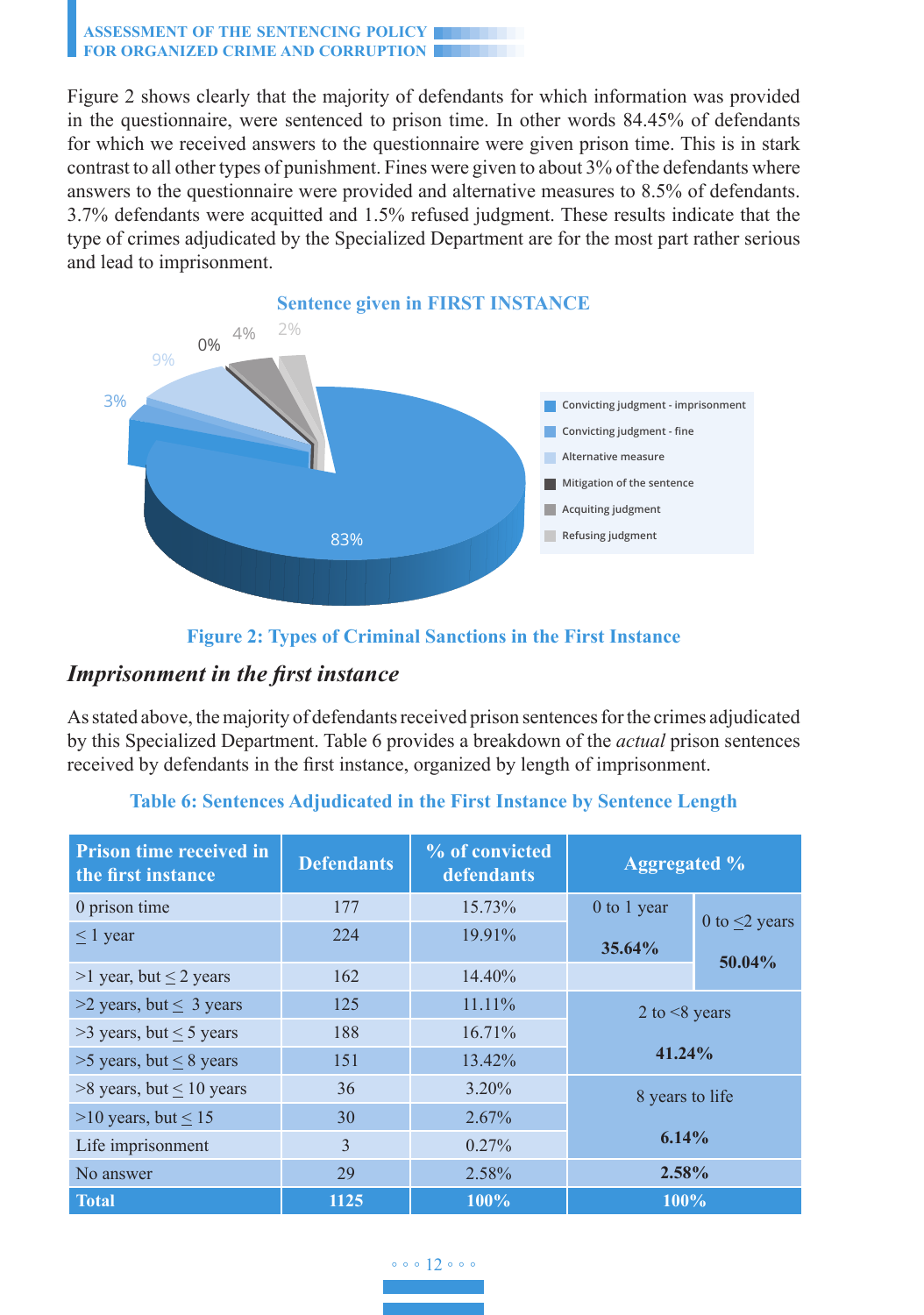Figure 2 shows clearly that the majority of defendants for which information was provided in the questionnaire, were sentenced to prison time. In other words 84.45% of defendants for which we received answers to the questionnaire were given prison time. This is in stark contrast to all other types of punishment. Fines were given to about 3% of the defendants where answers to the questionnaire were provided and alternative measures to 8.5% of defendants. 3.7% defendants were acquitted and 1.5% refused judgment. These results indicate that the type of crimes adjudicated by the Specialized Department are for the most part rather serious and lead to imprisonment.

**Sentence given in FIRST INSTANCE**

- Convicting judgment - imprisonment: 83%
- Convicting judgment - fine: 3%
- Alternative measure: 9%
- Mitigation of the sentence: 0%
- Acquiting judgment: 4%
- Refusing judgment: 2%

**Figure 2: Types of Criminal Sanctions in the First Instance**

## *Imprisonment in the first instance*

As stated above, the majority of defendants received prison sentences for the crimes adjudicated by this Specialized Department. Table 6 provides a breakdown of the *actual* prison sentences received by defendants in the first instance, organized by length of imprisonment.

**Table 6: Sentences Adjudicated in the First Instance by Sentence Length**

| Prison time received in the first instance | Defendants | % of convicted defendants | Aggregated % | |
|---|---|---|---|---|
| 0 prison time | 177 | 15.73% | 0 to 1 year **35.64%** | 0 to ≤2 years **50.04%** |
| ≤ 1 year | 224 | 19.91% | | |
| >1 year, but ≤ 2 years | 162 | 14.40% | | |
| >2 years, but ≤ 3 years | 125 | 11.11% | 2 to <8 years **41.24%** | |
| >3 years, but ≤ 5 years | 188 | 16.71% | | |
| >5 years, but ≤ 8 years | 151 | 13.42% | | |
| >8 years, but ≤ 10 years | 36 | 3.20% | 8 years to life **6.14%** | |
| >10 years, but ≤ 15 | 30 | 2.67% | | |
| Life imprisonment | 3 | 0.27% | | |
| No answer | 29 | 2.58% | **2.58%** | |
| **Total** | **1125** | **100%** | **100%** | |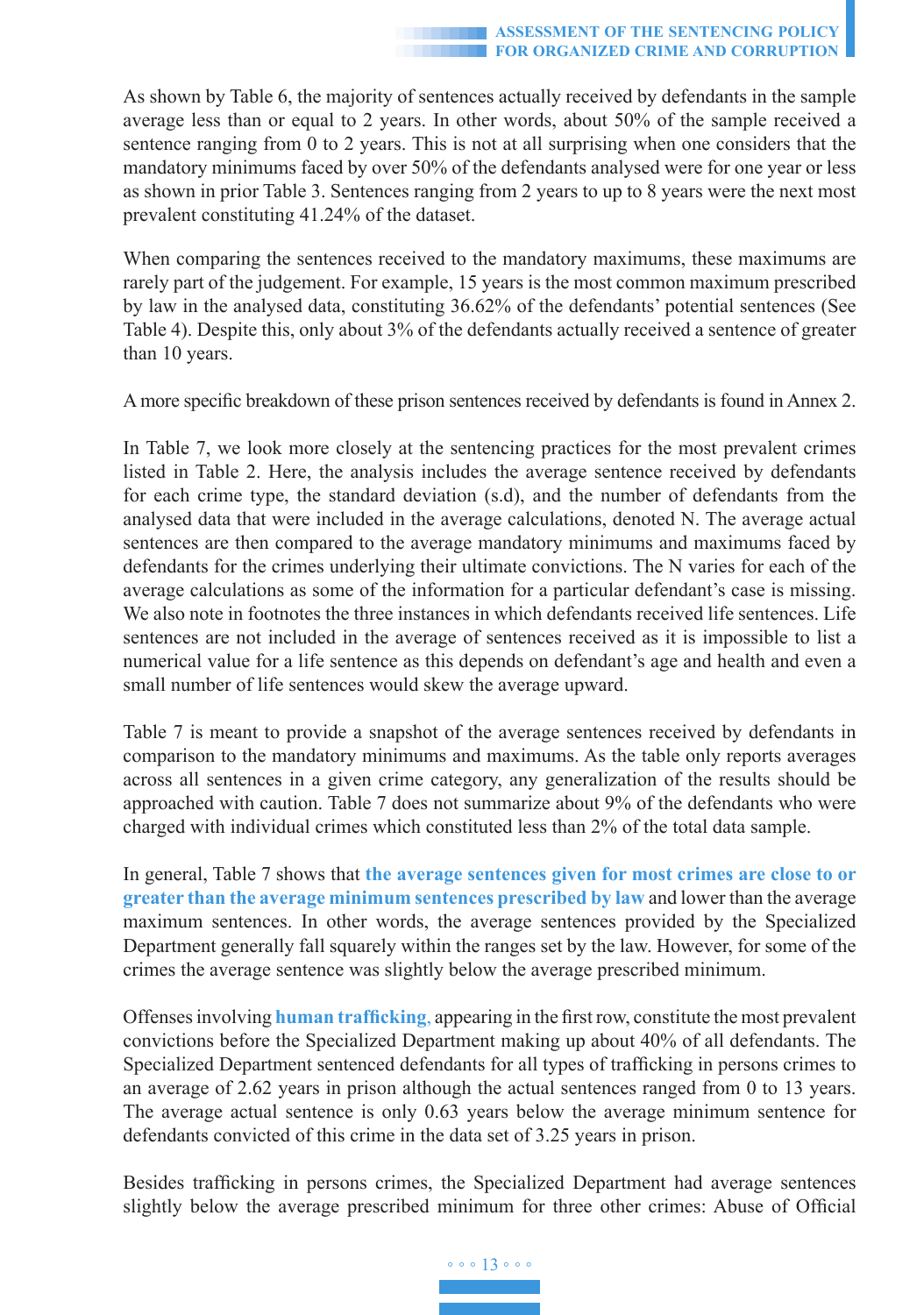As shown by Table 6, the majority of sentences actually received by defendants in the sample average less than or equal to 2 years. In other words, about 50% of the sample received a sentence ranging from 0 to 2 years. This is not at all surprising when one considers that the mandatory minimums faced by over 50% of the defendants analysed were for one year or less as shown in prior Table 3. Sentences ranging from 2 years to up to 8 years were the next most prevalent constituting 41.24% of the dataset.

When comparing the sentences received to the mandatory maximums, these maximums are rarely part of the judgement. For example, 15 years is the most common maximum prescribed by law in the analysed data, constituting 36.62% of the defendants' potential sentences (See Table 4). Despite this, only about 3% of the defendants actually received a sentence of greater than 10 years.

A more specific breakdown of these prison sentences received by defendants is found in Annex 2.

In Table 7, we look more closely at the sentencing practices for the most prevalent crimes listed in Table 2. Here, the analysis includes the average sentence received by defendants for each crime type, the standard deviation (s.d), and the number of defendants from the analysed data that were included in the average calculations, denoted N. The average actual sentences are then compared to the average mandatory minimums and maximums faced by defendants for the crimes underlying their ultimate convictions. The N varies for each of the average calculations as some of the information for a particular defendant's case is missing. We also note in footnotes the three instances in which defendants received life sentences. Life sentences are not included in the average of sentences received as it is impossible to list a numerical value for a life sentence as this depends on defendant's age and health and even a small number of life sentences would skew the average upward.

Table 7 is meant to provide a snapshot of the average sentences received by defendants in comparison to the mandatory minimums and maximums. As the table only reports averages across all sentences in a given crime category, any generalization of the results should be approached with caution. Table 7 does not summarize about 9% of the defendants who were charged with individual crimes which constituted less than 2% of the total data sample.

In general, Table 7 shows that **the average sentences given for most crimes are close to or greater than the average minimum sentences prescribed by law** and lower than the average maximum sentences. In other words, the average sentences provided by the Specialized Department generally fall squarely within the ranges set by the law. However, for some of the crimes the average sentence was slightly below the average prescribed minimum.

Offenses involving **human trafficking,** appearing in the first row, constitute the most prevalent convictions before the Specialized Department making up about 40% of all defendants. The Specialized Department sentenced defendants for all types of trafficking in persons crimes to an average of 2.62 years in prison although the actual sentences ranged from 0 to 13 years. The average actual sentence is only 0.63 years below the average minimum sentence for defendants convicted of this crime in the data set of 3.25 years in prison.

Besides trafficking in persons crimes, the Specialized Department had average sentences slightly below the average prescribed minimum for three other crimes: Abuse of Official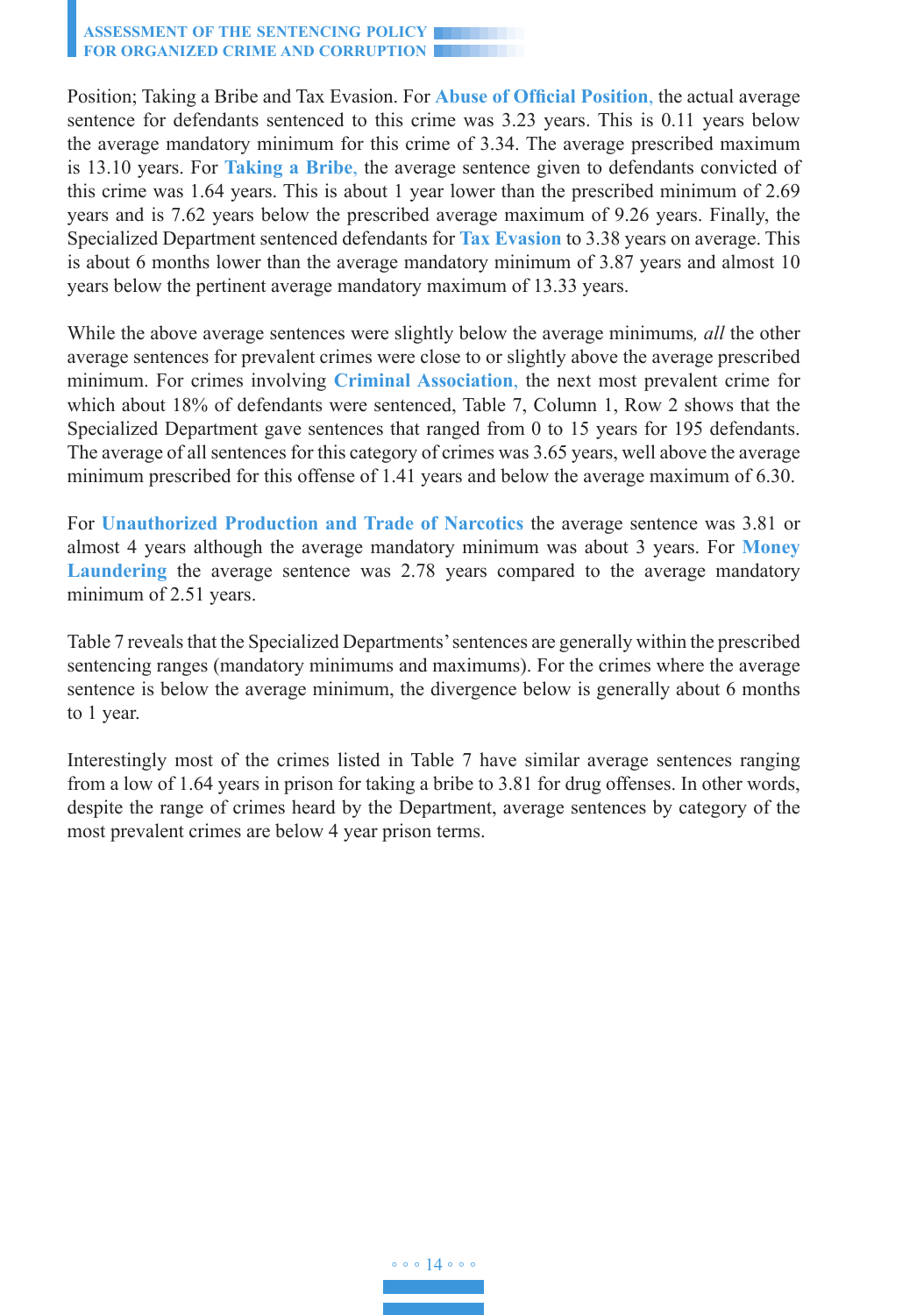Position; Taking a Bribe and Tax Evasion. For **Abuse of Official Position,** the actual average sentence for defendants sentenced to this crime was 3.23 years. This is 0.11 years below the average mandatory minimum for this crime of 3.34. The average prescribed maximum is 13.10 years. For **Taking a Bribe,** the average sentence given to defendants convicted of this crime was 1.64 years. This is about 1 year lower than the prescribed minimum of 2.69 years and is 7.62 years below the prescribed average maximum of 9.26 years. Finally, the Specialized Department sentenced defendants for **Tax Evasion** to 3.38 years on average. This is about 6 months lower than the average mandatory minimum of 3.87 years and almost 10 years below the pertinent average mandatory maximum of 13.33 years.

While the above average sentences were slightly below the average minimums*, all* the other average sentences for prevalent crimes were close to or slightly above the average prescribed minimum. For crimes involving **Criminal Association,** the next most prevalent crime for which about 18% of defendants were sentenced, Table 7, Column 1, Row 2 shows that the Specialized Department gave sentences that ranged from 0 to 15 years for 195 defendants. The average of all sentences for this category of crimes was 3.65 years, well above the average minimum prescribed for this offense of 1.41 years and below the average maximum of 6.30.

For **Unauthorized Production and Trade of Narcotics** the average sentence was 3.81 or almost 4 years although the average mandatory minimum was about 3 years. For **Money Laundering** the average sentence was 2.78 years compared to the average mandatory minimum of 2.51 years.

Table 7 reveals that the Specialized Departments' sentences are generally within the prescribed sentencing ranges (mandatory minimums and maximums). For the crimes where the average sentence is below the average minimum, the divergence below is generally about 6 months to 1 year.

Interestingly most of the crimes listed in Table 7 have similar average sentences ranging from a low of 1.64 years in prison for taking a bribe to 3.81 for drug offenses. In other words, despite the range of crimes heard by the Department, average sentences by category of the most prevalent crimes are below 4 year prison terms.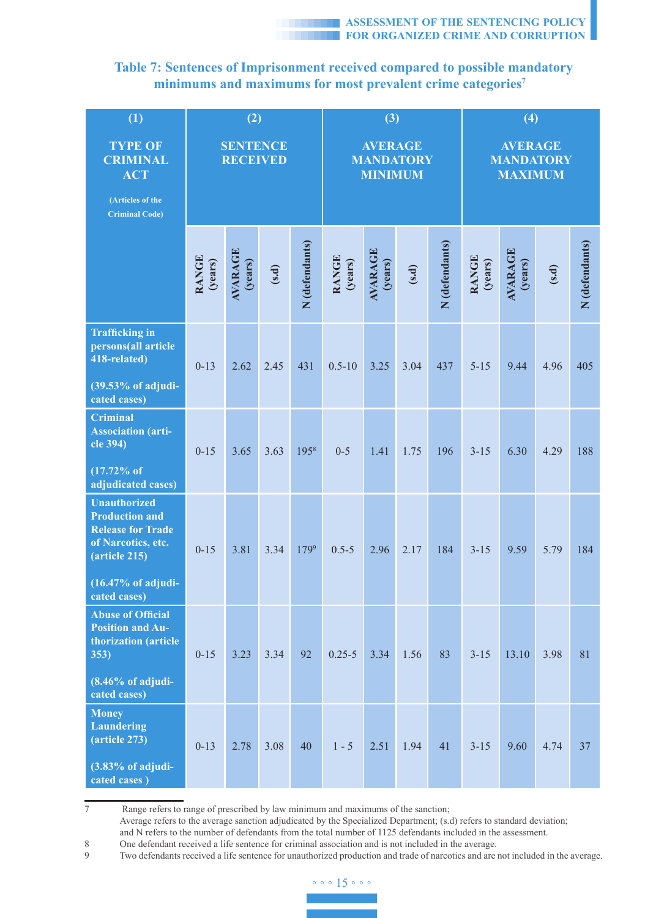### Table 7: Sentences of Imprisonment received compared to possible mandatory minimums and maximums for most prevalent crime categories[7]

| (1) TYPE OF CRIMINAL ACT (Articles of the Criminal Code) | (2) SENTENCE RECEIVED | | | | (3) AVERAGE MANDATORY MINIMUM | | | | (4) AVERAGE MANDATORY MAXIMUM | | | |
|---|---|---|---|---|---|---|---|---|---|---|---|---|
| | RANGE (years) | AVARAGE (years) | (s.d) | N (defendants) | RANGE (years) | AVARAGE (years) | (s.d) | N (defendants) | RANGE (years) | AVARAGE (years) | (s.d) | N (defendants) |
| **Trafficking in persons(all article 418-related)** **(39.53% of adjudicated cases)** | 0-13 | 2.62 | 2.45 | 431 | 0.5-10 | 3.25 | 3.04 | 437 | 5-15 | 9.44 | 4.96 | 405 |
| **Criminal Association (article 394)** **(17.72% of adjudicated cases)** | 0-15 | 3.65 | 3.63 | 195[8] | 0-5 | 1.41 | 1.75 | 196 | 3-15 | 6.30 | 4.29 | 188 |
| **Unauthorized Production and Release for Trade of Narcotics, etc. (article 215)** **(16.47% of adjudicated cases)** | 0-15 | 3.81 | 3.34 | 179[9] | 0.5-5 | 2.96 | 2.17 | 184 | 3-15 | 9.59 | 5.79 | 184 |
| **Abuse of Official Position and Authorization (article 353)** **(8.46% of adjudicated cases)** | 0-15 | 3.23 | 3.34 | 92 | 0.25-5 | 3.34 | 1.56 | 83 | 3-15 | 13.10 | 3.98 | 81 |
| **Money Laundering (article 273)** **(3.83% of adjudicated cases )** | 0-13 | 2.78 | 3.08 | 40 | 1 - 5 | 2.51 | 1.94 | 41 | 3-15 | 9.60 | 4.74 | 37 |

[7] Range refers to range of prescribed by law minimum and maximums of the sanction; Average refers to the average sanction adjudicated by the Specialized Department; (s.d) refers to standard deviation; and N refers to the number of defendants from the total number of 1125 defendants included in the assessment.

[8] One defendant received a life sentence for criminal association and is not included in the average.

[9] Two defendants received a life sentence for unauthorized production and trade of narcotics and are not included in the average.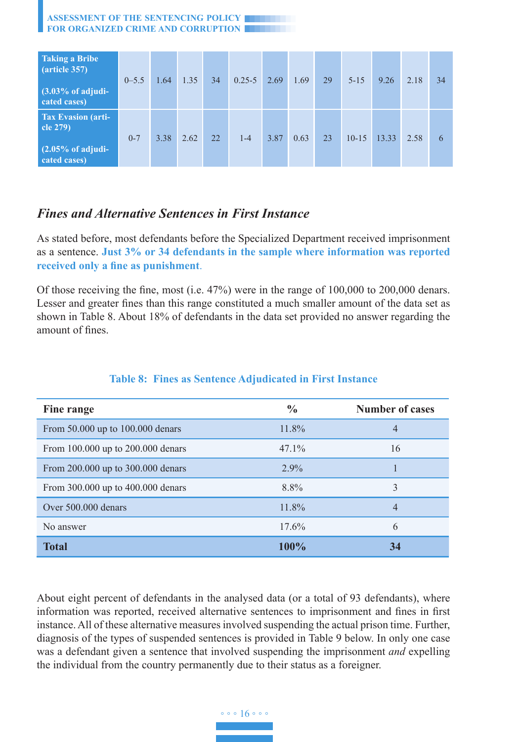| | | | | | | | | | | | | |
|---|---|---|---|---|---|---|---|---|---|---|---|---|
| **Taking a Bribe (article 357)**<br><br>**(3.03% of adjudicated cases)** | 0–5.5 | 1.64 | 1.35 | 34 | 0.25-5 | 2.69 | 1.69 | 29 | 5-15 | 9.26 | 2.18 | 34 |
| **Tax Evasion (article 279)**<br><br>**(2.05% of adjudicated cases)** | 0-7 | 3.38 | 2.62 | 22 | 1-4 | 3.87 | 0.63 | 23 | 10-15 | 13.33 | 2.58 | 6 |

## *Fines and Alternative Sentences in First Instance*

As stated before, most defendants before the Specialized Department received imprisonment as a sentence. **Just 3% or 34 defendants in the sample where information was reported received only a fine as punishment**.

Of those receiving the fine, most (i.e. 47%) were in the range of 100,000 to 200,000 denars. Lesser and greater fines than this range constituted a much smaller amount of the data set as shown in Table 8. About 18% of defendants in the data set provided no answer regarding the amount of fines.

**Table 8: Fines as Sentence Adjudicated in First Instance**

| Fine range | % | Number of cases |
|---|---|---|
| From 50.000 up to 100.000 denars | 11.8% | 4 |
| From 100.000 up to 200.000 denars | 47.1% | 16 |
| From 200.000 up to 300.000 denars | 2.9% | 1 |
| From 300.000 up to 400.000 denars | 8.8% | 3 |
| Over 500.000 denars | 11.8% | 4 |
| No answer | 17.6% | 6 |
| **Total** | **100%** | **34** |

About eight percent of defendants in the analysed data (or a total of 93 defendants), where information was reported, received alternative sentences to imprisonment and fines in first instance. All of these alternative measures involved suspending the actual prison time. Further, diagnosis of the types of suspended sentences is provided in Table 9 below. In only one case was a defendant given a sentence that involved suspending the imprisonment *and* expelling the individual from the country permanently due to their status as a foreigner.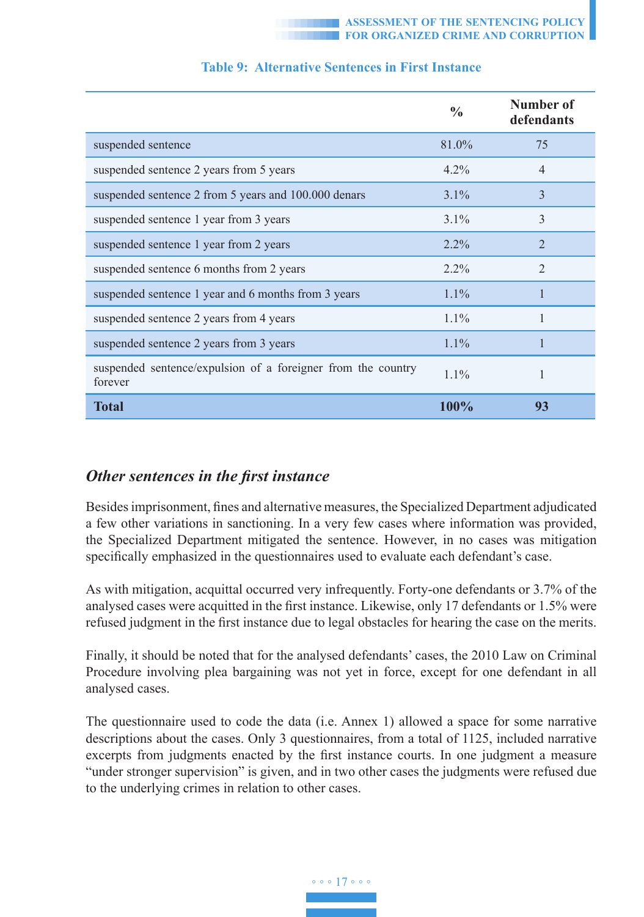**Table 9: Alternative Sentences in First Instance**

| | % | Number of defendants |
|---|---|---|
| suspended sentence | 81.0% | 75 |
| suspended sentence 2 years from 5 years | 4.2% | 4 |
| suspended sentence 2 from 5 years and 100.000 denars | 3.1% | 3 |
| suspended sentence 1 year from 3 years | 3.1% | 3 |
| suspended sentence 1 year from 2 years | 2.2% | 2 |
| suspended sentence 6 months from 2 years | 2.2% | 2 |
| suspended sentence 1 year and 6 months from 3 years | 1.1% | 1 |
| suspended sentence 2 years from 4 years | 1.1% | 1 |
| suspended sentence 2 years from 3 years | 1.1% | 1 |
| suspended sentence/expulsion of a foreigner from the country forever | 1.1% | 1 |
| **Total** | **100%** | **93** |

## *Other sentences in the first instance*

Besides imprisonment, fines and alternative measures, the Specialized Department adjudicated a few other variations in sanctioning. In a very few cases where information was provided, the Specialized Department mitigated the sentence. However, in no cases was mitigation specifically emphasized in the questionnaires used to evaluate each defendant's case.

As with mitigation, acquittal occurred very infrequently. Forty-one defendants or 3.7% of the analysed cases were acquitted in the first instance. Likewise, only 17 defendants or 1.5% were refused judgment in the first instance due to legal obstacles for hearing the case on the merits.

Finally, it should be noted that for the analysed defendants' cases, the 2010 Law on Criminal Procedure involving plea bargaining was not yet in force, except for one defendant in all analysed cases.

The questionnaire used to code the data (i.e. Annex 1) allowed a space for some narrative descriptions about the cases. Only 3 questionnaires, from a total of 1125, included narrative excerpts from judgments enacted by the first instance courts. In one judgment a measure "under stronger supervision" is given, and in two other cases the judgments were refused due to the underlying crimes in relation to other cases.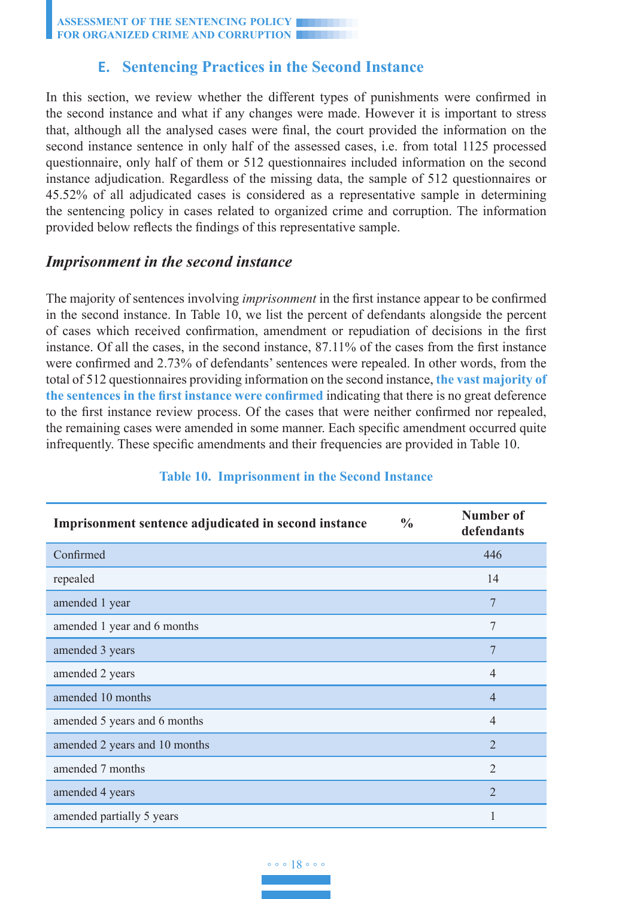## E. Sentencing Practices in the Second Instance

In this section, we review whether the different types of punishments were confirmed in the second instance and what if any changes were made. However it is important to stress that, although all the analysed cases were final, the court provided the information on the second instance sentence in only half of the assessed cases, i.e. from total 1125 processed questionnaire, only half of them or 512 questionnaires included information on the second instance adjudication. Regardless of the missing data, the sample of 512 questionnaires or 45.52% of all adjudicated cases is considered as a representative sample in determining the sentencing policy in cases related to organized crime and corruption. The information provided below reflects the findings of this representative sample.

### *Imprisonment in the second instance*

The majority of sentences involving *imprisonment* in the first instance appear to be confirmed in the second instance. In Table 10, we list the percent of defendants alongside the percent of cases which received confirmation, amendment or repudiation of decisions in the first instance. Of all the cases, in the second instance, 87.11% of the cases from the first instance were confirmed and 2.73% of defendants' sentences were repealed. In other words, from the total of 512 questionnaires providing information on the second instance, **the vast majority of the sentences in the first instance were confirmed** indicating that there is no great deference to the first instance review process. Of the cases that were neither confirmed nor repealed, the remaining cases were amended in some manner. Each specific amendment occurred quite infrequently. These specific amendments and their frequencies are provided in Table 10.

**Table 10. Imprisonment in the Second Instance**

| Imprisonment sentence adjudicated in second instance | % | Number of defendants |
|---|---|---|
| Confirmed | | 446 |
| repealed | | 14 |
| amended 1 year | | 7 |
| amended 1 year and 6 months | | 7 |
| amended 3 years | | 7 |
| amended 2 years | | 4 |
| amended 10 months | | 4 |
| amended 5 years and 6 months | | 4 |
| amended 2 years and 10 months | | 2 |
| amended 7 months | | 2 |
| amended 4 years | | 2 |
| amended partially 5 years | | 1 |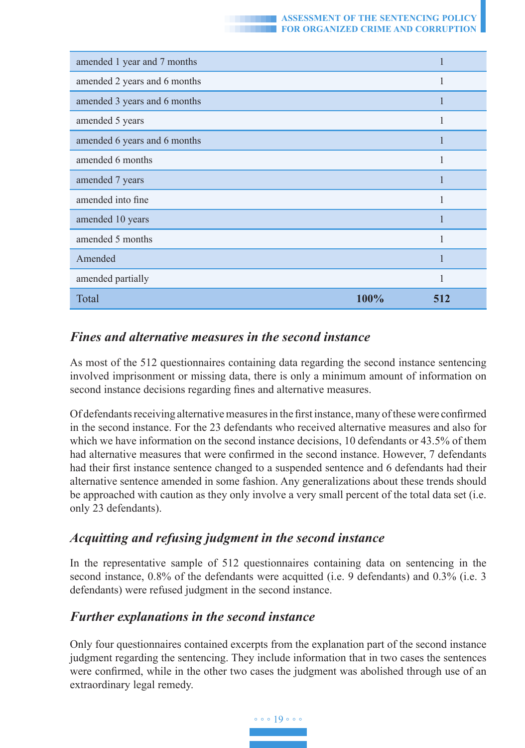| | | |
|---|---|---|
| amended 1 year and 7 months | | 1 |
| amended 2 years and 6 months | | 1 |
| amended 3 years and 6 months | | 1 |
| amended 5 years | | 1 |
| amended 6 years and 6 months | | 1 |
| amended 6 months | | 1 |
| amended 7 years | | 1 |
| amended into fine | | 1 |
| amended 10 years | | 1 |
| amended 5 months | | 1 |
| Amended | | 1 |
| amended partially | | 1 |
| Total | **100%** | **512** |

### *Fines and alternative measures in the second instance*

As most of the 512 questionnaires containing data regarding the second instance sentencing involved imprisonment or missing data, there is only a minimum amount of information on second instance decisions regarding fines and alternative measures.

Of defendants receiving alternative measures in the first instance, many of these were confirmed in the second instance. For the 23 defendants who received alternative measures and also for which we have information on the second instance decisions, 10 defendants or 43.5% of them had alternative measures that were confirmed in the second instance. However, 7 defendants had their first instance sentence changed to a suspended sentence and 6 defendants had their alternative sentence amended in some fashion. Any generalizations about these trends should be approached with caution as they only involve a very small percent of the total data set (i.e. only 23 defendants).

### *Acquitting and refusing judgment in the second instance*

In the representative sample of 512 questionnaires containing data on sentencing in the second instance, 0.8% of the defendants were acquitted (i.e. 9 defendants) and 0.3% (i.e. 3 defendants) were refused judgment in the second instance.

### *Further explanations in the second instance*

Only four questionnaires contained excerpts from the explanation part of the second instance judgment regarding the sentencing. They include information that in two cases the sentences were confirmed, while in the other two cases the judgment was abolished through use of an extraordinary legal remedy.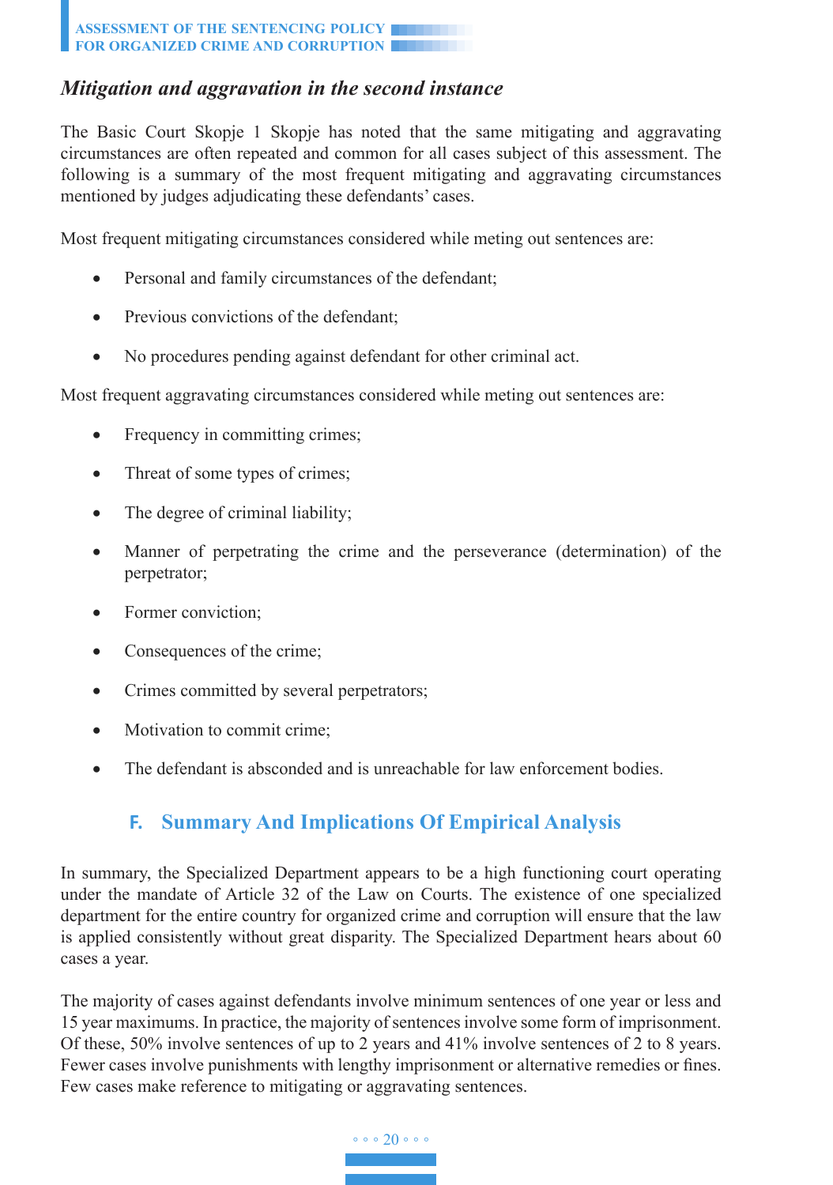### *Mitigation and aggravation in the second instance*

The Basic Court Skopje 1 Skopje has noted that the same mitigating and aggravating circumstances are often repeated and common for all cases subject of this assessment. The following is a summary of the most frequent mitigating and aggravating circumstances mentioned by judges adjudicating these defendants' cases.

Most frequent mitigating circumstances considered while meting out sentences are:

- Personal and family circumstances of the defendant;
- Previous convictions of the defendant;
- No procedures pending against defendant for other criminal act.

Most frequent aggravating circumstances considered while meting out sentences are:

- Frequency in committing crimes;
- Threat of some types of crimes;
- The degree of criminal liability;
- Manner of perpetrating the crime and the perseverance (determination) of the perpetrator;
- Former conviction;
- Consequences of the crime;
- Crimes committed by several perpetrators;
- Motivation to commit crime;
- The defendant is absconded and is unreachable for law enforcement bodies.

## F. Summary And Implications Of Empirical Analysis

In summary, the Specialized Department appears to be a high functioning court operating under the mandate of Article 32 of the Law on Courts. The existence of one specialized department for the entire country for organized crime and corruption will ensure that the law is applied consistently without great disparity. The Specialized Department hears about 60 cases a year.

The majority of cases against defendants involve minimum sentences of one year or less and 15 year maximums. In practice, the majority of sentences involve some form of imprisonment. Of these, 50% involve sentences of up to 2 years and 41% involve sentences of 2 to 8 years. Fewer cases involve punishments with lengthy imprisonment or alternative remedies or fines. Few cases make reference to mitigating or aggravating sentences.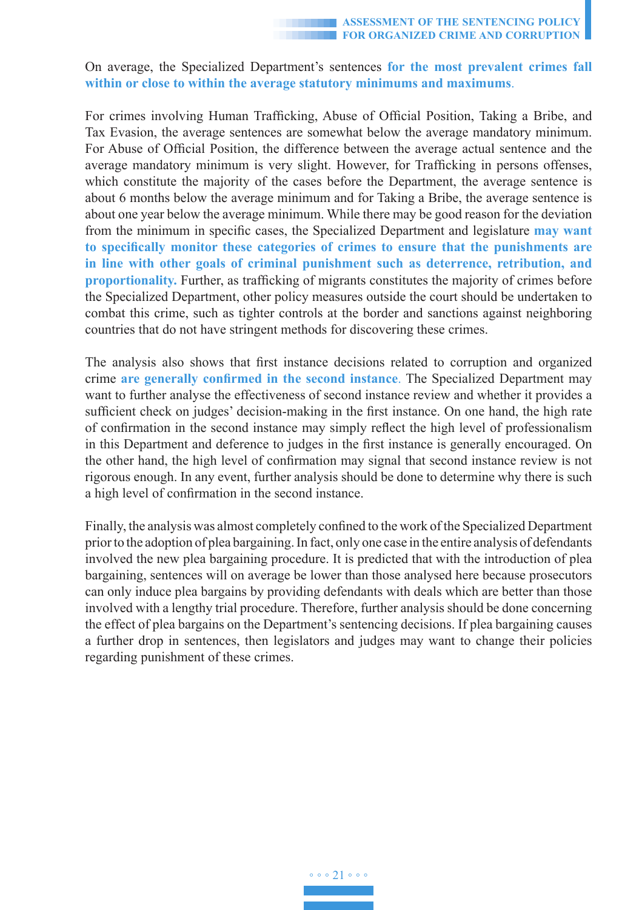On average, the Specialized Department's sentences **for the most prevalent crimes fall within or close to within the average statutory minimums and maximums**.

For crimes involving Human Trafficking, Abuse of Official Position, Taking a Bribe, and Tax Evasion, the average sentences are somewhat below the average mandatory minimum. For Abuse of Official Position, the difference between the average actual sentence and the average mandatory minimum is very slight. However, for Trafficking in persons offenses, which constitute the majority of the cases before the Department, the average sentence is about 6 months below the average minimum and for Taking a Bribe, the average sentence is about one year below the average minimum. While there may be good reason for the deviation from the minimum in specific cases, the Specialized Department and legislature **may want to specifically monitor these categories of crimes to ensure that the punishments are in line with other goals of criminal punishment such as deterrence, retribution, and proportionality.** Further, as trafficking of migrants constitutes the majority of crimes before the Specialized Department, other policy measures outside the court should be undertaken to combat this crime, such as tighter controls at the border and sanctions against neighboring countries that do not have stringent methods for discovering these crimes.

The analysis also shows that first instance decisions related to corruption and organized crime **are generally confirmed in the second instance**. The Specialized Department may want to further analyse the effectiveness of second instance review and whether it provides a sufficient check on judges' decision-making in the first instance. On one hand, the high rate of confirmation in the second instance may simply reflect the high level of professionalism in this Department and deference to judges in the first instance is generally encouraged. On the other hand, the high level of confirmation may signal that second instance review is not rigorous enough. In any event, further analysis should be done to determine why there is such a high level of confirmation in the second instance.

Finally, the analysis was almost completely confined to the work of the Specialized Department prior to the adoption of plea bargaining. In fact, only one case in the entire analysis of defendants involved the new plea bargaining procedure. It is predicted that with the introduction of plea bargaining, sentences will on average be lower than those analysed here because prosecutors can only induce plea bargains by providing defendants with deals which are better than those involved with a lengthy trial procedure. Therefore, further analysis should be done concerning the effect of plea bargains on the Department's sentencing decisions. If plea bargaining causes a further drop in sentences, then legislators and judges may want to change their policies regarding punishment of these crimes.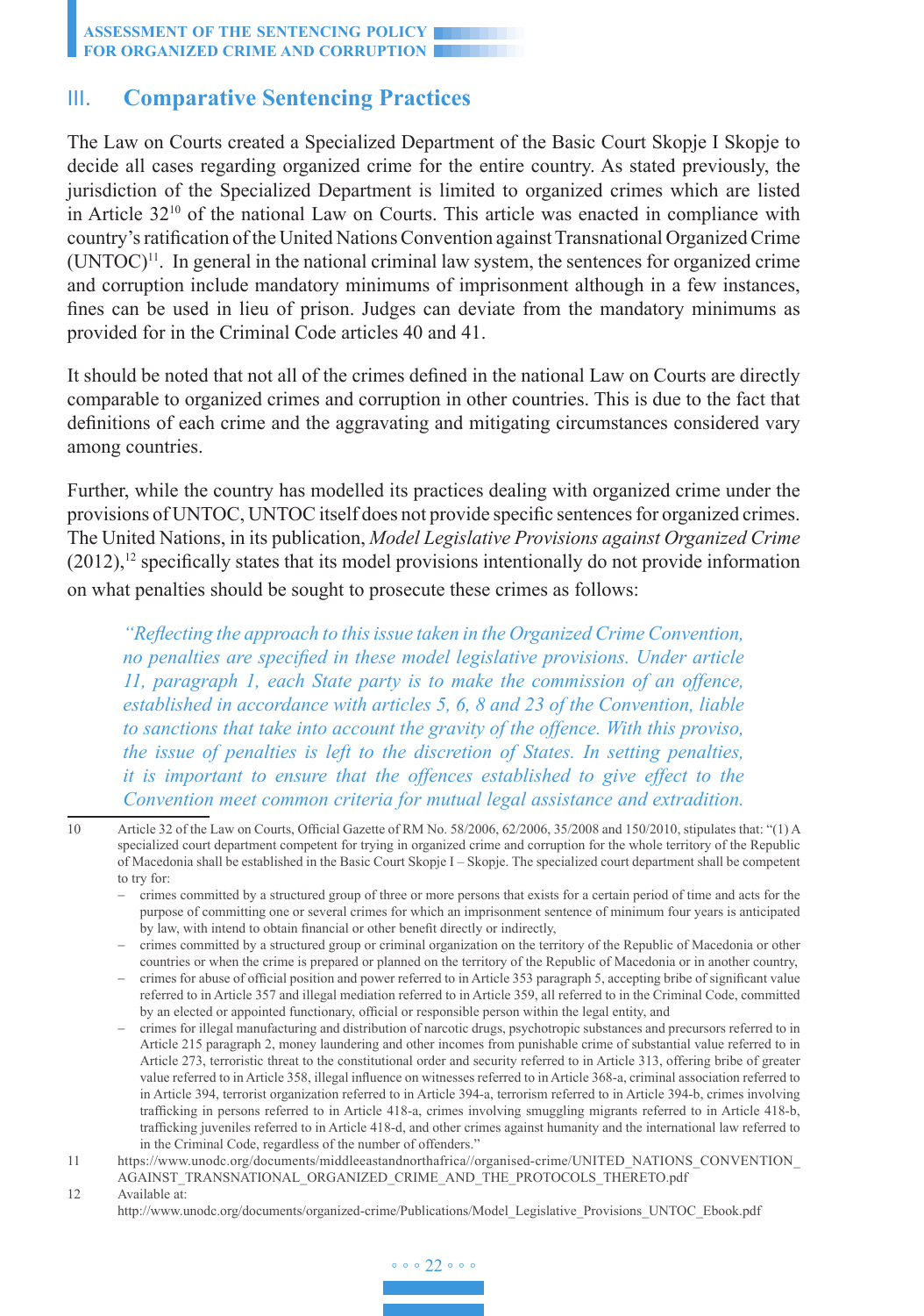## III. Comparative Sentencing Practices

The Law on Courts created a Specialized Department of the Basic Court Skopje I Skopje to decide all cases regarding organized crime for the entire country. As stated previously, the jurisdiction of the Specialized Department is limited to organized crimes which are listed in Article 32[10] of the national Law on Courts. This article was enacted in compliance with country's ratification of the United Nations Convention against Transnational Organized Crime (UNTOC)[11]. In general in the national criminal law system, the sentences for organized crime and corruption include mandatory minimums of imprisonment although in a few instances, fines can be used in lieu of prison. Judges can deviate from the mandatory minimums as provided for in the Criminal Code articles 40 and 41.

It should be noted that not all of the crimes defined in the national Law on Courts are directly comparable to organized crimes and corruption in other countries. This is due to the fact that definitions of each crime and the aggravating and mitigating circumstances considered vary among countries.

Further, while the country has modelled its practices dealing with organized crime under the provisions of UNTOC, UNTOC itself does not provide specific sentences for organized crimes. The United Nations, in its publication, *Model Legislative Provisions against Organized Crime* (2012),[12] specifically states that its model provisions intentionally do not provide information on what penalties should be sought to prosecute these crimes as follows:

> *"Reflecting the approach to this issue taken in the Organized Crime Convention, no penalties are specified in these model legislative provisions. Under article 11, paragraph 1, each State party is to make the commission of an offence, established in accordance with articles 5, 6, 8 and 23 of the Convention, liable to sanctions that take into account the gravity of the offence. With this proviso, the issue of penalties is left to the discretion of States. In setting penalties, it is important to ensure that the offences established to give effect to the Convention meet common criteria for mutual legal assistance and extradition.*

---

10 Article 32 of the Law on Courts, Official Gazette of RM No. 58/2006, 62/2006, 35/2008 and 150/2010, stipulates that: "(1) A specialized court department competent for trying in organized crime and corruption for the whole territory of the Republic of Macedonia shall be established in the Basic Court Skopje I – Skopje. The specialized court department shall be competent to try for:

- crimes committed by a structured group of three or more persons that exists for a certain period of time and acts for the purpose of committing one or several crimes for which an imprisonment sentence of minimum four years is anticipated by law, with intend to obtain financial or other benefit directly or indirectly,
- crimes committed by a structured group or criminal organization on the territory of the Republic of Macedonia or other countries or when the crime is prepared or planned on the territory of the Republic of Macedonia or in another country,
- crimes for abuse of official position and power referred to in Article 353 paragraph 5, accepting bribe of significant value referred to in Article 357 and illegal mediation referred to in Article 359, all referred to in the Criminal Code, committed by an elected or appointed functionary, official or responsible person within the legal entity, and
- crimes for illegal manufacturing and distribution of narcotic drugs, psychotropic substances and precursors referred to in Article 215 paragraph 2, money laundering and other incomes from punishable crime of substantial value referred to in Article 273, terroristic threat to the constitutional order and security referred to in Article 313, offering bribe of greater value referred to in Article 358, illegal influence on witnesses referred to in Article 368-a, criminal association referred to in Article 394, terrorist organization referred to in Article 394-a, terrorism referred to in Article 394-b, crimes involving trafficking in persons referred to in Article 418-a, crimes involving smuggling migrants referred to in Article 418-b, trafficking juveniles referred to in Article 418-d, and other crimes against humanity and the international law referred to in the Criminal Code, regardless of the number of offenders."

11 https://www.unodc.org/documents/middleeastandnorthafrica//organised-crime/UNITED_NATIONS_CONVENTION_AGAINST_TRANSNATIONAL_ORGANIZED_CRIME_AND_THE_PROTOCOLS_THERETO.pdf

12 Available at: http://www.unodc.org/documents/organized-crime/Publications/Model_Legislative_Provisions_UNTOC_Ebook.pdf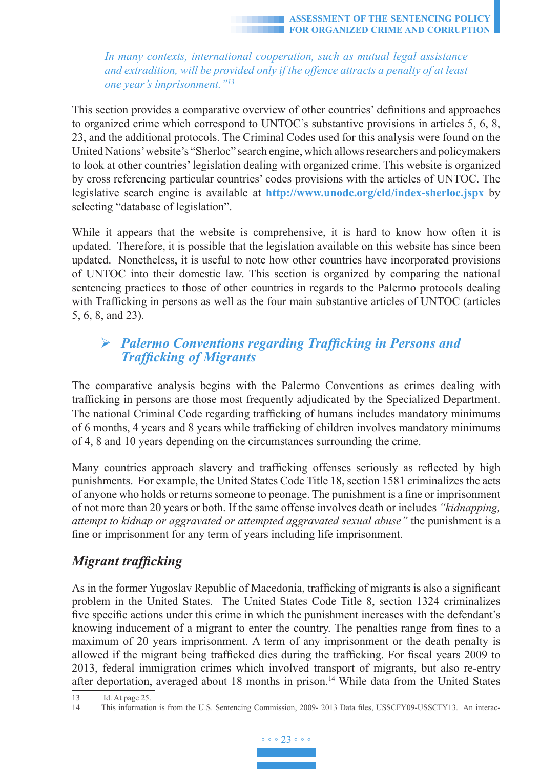*In many contexts, international cooperation, such as mutual legal assistance and extradition, will be provided only if the offence attracts a penalty of at least one year's imprisonment."*[13]

This section provides a comparative overview of other countries' definitions and approaches to organized crime which correspond to UNTOC's substantive provisions in articles 5, 6, 8, 23, and the additional protocols. The Criminal Codes used for this analysis were found on the United Nations' website's "Sherloc" search engine, which allows researchers and policymakers to look at other countries' legislation dealing with organized crime. This website is organized by cross referencing particular countries' codes provisions with the articles of UNTOC. The legislative search engine is available at **http://www.unodc.org/cld/index-sherloc.jspx** by selecting "database of legislation".

While it appears that the website is comprehensive, it is hard to know how often it is updated. Therefore, it is possible that the legislation available on this website has since been updated. Nonetheless, it is useful to note how other countries have incorporated provisions of UNTOC into their domestic law. This section is organized by comparing the national sentencing practices to those of other countries in regards to the Palermo protocols dealing with Trafficking in persons as well as the four main substantive articles of UNTOC (articles 5, 6, 8, and 23).

## ➢ *Palermo Conventions regarding Trafficking in Persons and Trafficking of Migrants*

The comparative analysis begins with the Palermo Conventions as crimes dealing with trafficking in persons are those most frequently adjudicated by the Specialized Department. The national Criminal Code regarding trafficking of humans includes mandatory minimums of 6 months, 4 years and 8 years while trafficking of children involves mandatory minimums of 4, 8 and 10 years depending on the circumstances surrounding the crime.

Many countries approach slavery and trafficking offenses seriously as reflected by high punishments. For example, the United States Code Title 18, section 1581 criminalizes the acts of anyone who holds or returns someone to peonage. The punishment is a fine or imprisonment of not more than 20 years or both. If the same offense involves death or includes *"kidnapping, attempt to kidnap or aggravated or attempted aggravated sexual abuse"* the punishment is a fine or imprisonment for any term of years including life imprisonment.

### *Migrant trafficking*

As in the former Yugoslav Republic of Macedonia, trafficking of migrants is also a significant problem in the United States. The United States Code Title 8, section 1324 criminalizes five specific actions under this crime in which the punishment increases with the defendant's knowing inducement of a migrant to enter the country. The penalties range from fines to a maximum of 20 years imprisonment. A term of any imprisonment or the death penalty is allowed if the migrant being trafficked dies during the trafficking. For fiscal years 2009 to 2013, federal immigration crimes which involved transport of migrants, but also re-entry after deportation, averaged about 18 months in prison.[14] While data from the United States

---

13 Id. At page 25.

14 This information is from the U.S. Sentencing Commission, 2009- 2013 Data files, USSCFY09-USSCFY13. An interac-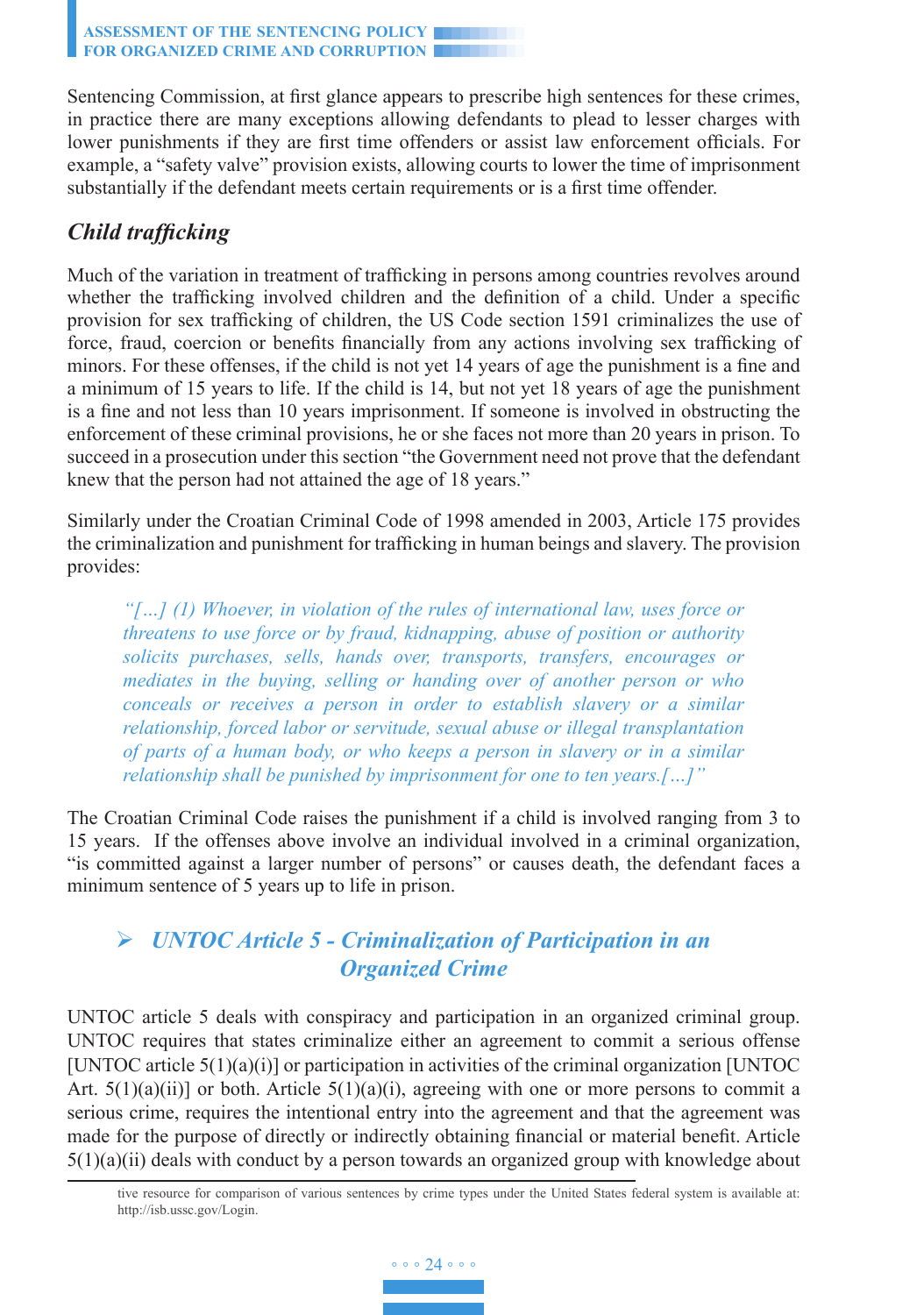Sentencing Commission, at first glance appears to prescribe high sentences for these crimes, in practice there are many exceptions allowing defendants to plead to lesser charges with lower punishments if they are first time offenders or assist law enforcement officials. For example, a "safety valve" provision exists, allowing courts to lower the time of imprisonment substantially if the defendant meets certain requirements or is a first time offender.

### *Child trafficking*

Much of the variation in treatment of trafficking in persons among countries revolves around whether the trafficking involved children and the definition of a child. Under a specific provision for sex trafficking of children, the US Code section 1591 criminalizes the use of force, fraud, coercion or benefits financially from any actions involving sex trafficking of minors. For these offenses, if the child is not yet 14 years of age the punishment is a fine and a minimum of 15 years to life. If the child is 14, but not yet 18 years of age the punishment is a fine and not less than 10 years imprisonment. If someone is involved in obstructing the enforcement of these criminal provisions, he or she faces not more than 20 years in prison. To succeed in a prosecution under this section "the Government need not prove that the defendant knew that the person had not attained the age of 18 years."

Similarly under the Croatian Criminal Code of 1998 amended in 2003, Article 175 provides the criminalization and punishment for trafficking in human beings and slavery. The provision provides:

> *"[…] (1) Whoever, in violation of the rules of international law, uses force or threatens to use force or by fraud, kidnapping, abuse of position or authority solicits purchases, sells, hands over, transports, transfers, encourages or mediates in the buying, selling or handing over of another person or who conceals or receives a person in order to establish slavery or a similar relationship, forced labor or servitude, sexual abuse or illegal transplantation of parts of a human body, or who keeps a person in slavery or in a similar relationship shall be punished by imprisonment for one to ten years.[…]"*

The Croatian Criminal Code raises the punishment if a child is involved ranging from 3 to 15 years. If the offenses above involve an individual involved in a criminal organization, "is committed against a larger number of persons" or causes death, the defendant faces a minimum sentence of 5 years up to life in prison.

## ➢ *UNTOC Article 5 - Criminalization of Participation in an Organized Crime*

UNTOC article 5 deals with conspiracy and participation in an organized criminal group. UNTOC requires that states criminalize either an agreement to commit a serious offense [UNTOC article 5(1)(a)(i)] or participation in activities of the criminal organization [UNTOC Art. 5(1)(a)(ii)] or both. Article 5(1)(a)(i), agreeing with one or more persons to commit a serious crime, requires the intentional entry into the agreement and that the agreement was made for the purpose of directly or indirectly obtaining financial or material benefit. Article 5(1)(a)(ii) deals with conduct by a person towards an organized group with knowledge about

---

tive resource for comparison of various sentences by crime types under the United States federal system is available at: http://isb.ussc.gov/Login.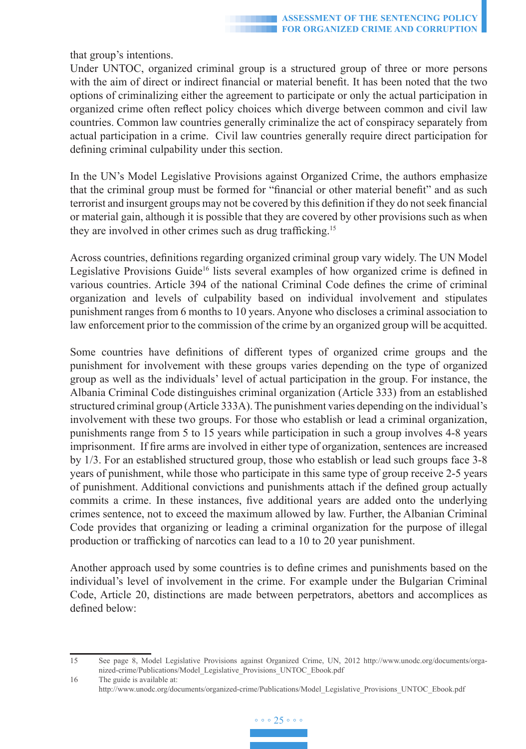that group's intentions.

Under UNTOC, organized criminal group is a structured group of three or more persons with the aim of direct or indirect financial or material benefit. It has been noted that the two options of criminalizing either the agreement to participate or only the actual participation in organized crime often reflect policy choices which diverge between common and civil law countries. Common law countries generally criminalize the act of conspiracy separately from actual participation in a crime. Civil law countries generally require direct participation for defining criminal culpability under this section.

In the UN's Model Legislative Provisions against Organized Crime, the authors emphasize that the criminal group must be formed for "financial or other material benefit" and as such terrorist and insurgent groups may not be covered by this definition if they do not seek financial or material gain, although it is possible that they are covered by other provisions such as when they are involved in other crimes such as drug trafficking.[15]

Across countries, definitions regarding organized criminal group vary widely. The UN Model Legislative Provisions Guide[16] lists several examples of how organized crime is defined in various countries. Article 394 of the national Criminal Code defines the crime of criminal organization and levels of culpability based on individual involvement and stipulates punishment ranges from 6 months to 10 years. Anyone who discloses a criminal association to law enforcement prior to the commission of the crime by an organized group will be acquitted.

Some countries have definitions of different types of organized crime groups and the punishment for involvement with these groups varies depending on the type of organized group as well as the individuals' level of actual participation in the group. For instance, the Albania Criminal Code distinguishes criminal organization (Article 333) from an established structured criminal group (Article 333A). The punishment varies depending on the individual's involvement with these two groups. For those who establish or lead a criminal organization, punishments range from 5 to 15 years while participation in such a group involves 4-8 years imprisonment. If fire arms are involved in either type of organization, sentences are increased by 1/3. For an established structured group, those who establish or lead such groups face 3-8 years of punishment, while those who participate in this same type of group receive 2-5 years of punishment. Additional convictions and punishments attach if the defined group actually commits a crime. In these instances, five additional years are added onto the underlying crimes sentence, not to exceed the maximum allowed by law. Further, the Albanian Criminal Code provides that organizing or leading a criminal organization for the purpose of illegal production or trafficking of narcotics can lead to a 10 to 20 year punishment.

Another approach used by some countries is to define crimes and punishments based on the individual's level of involvement in the crime. For example under the Bulgarian Criminal Code, Article 20, distinctions are made between perpetrators, abettors and accomplices as defined below:

---

15 See page 8, Model Legislative Provisions against Organized Crime, UN, 2012 http://www.unodc.org/documents/organized-crime/Publications/Model_Legislative_Provisions_UNTOC_Ebook.pdf

16 The guide is available at: http://www.unodc.org/documents/organized-crime/Publications/Model_Legislative_Provisions_UNTOC_Ebook.pdf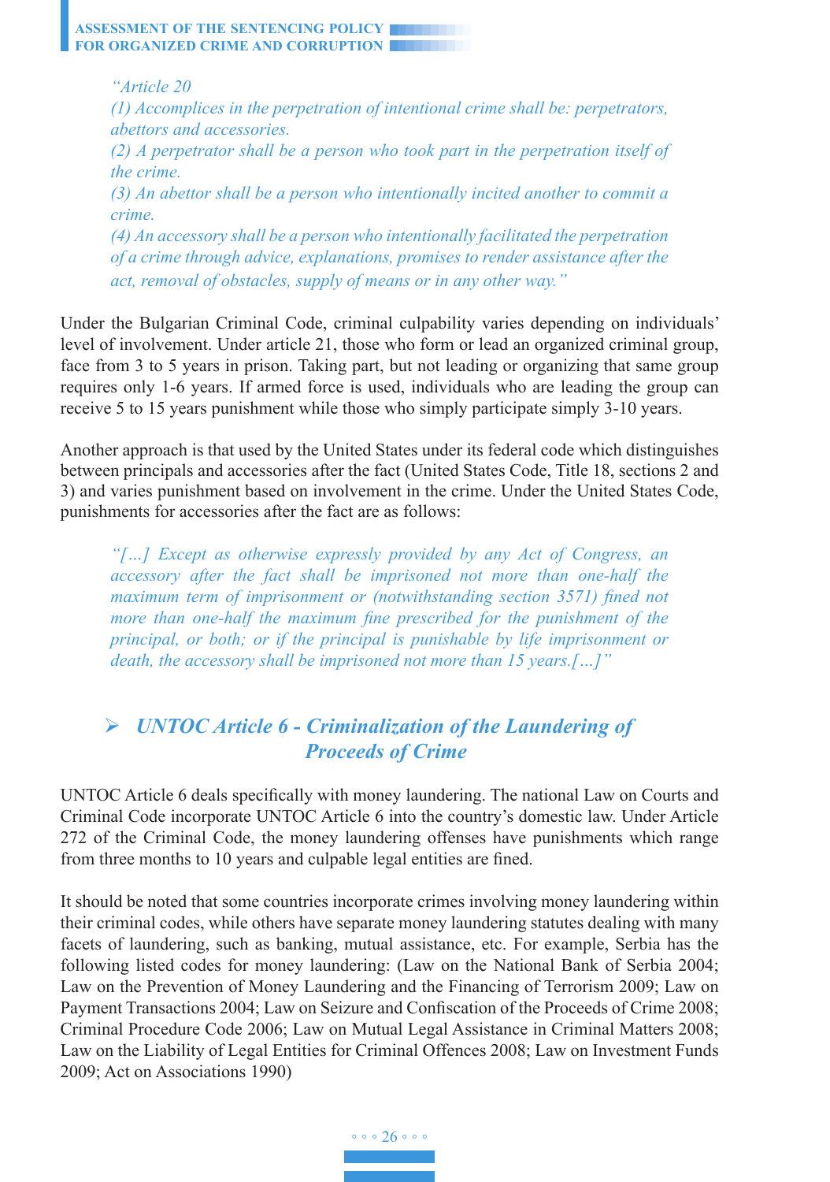*"Article 20*
*(1) Accomplices in the perpetration of intentional crime shall be: perpetrators, abettors and accessories.*
*(2) A perpetrator shall be a person who took part in the perpetration itself of the crime.*
*(3) An abettor shall be a person who intentionally incited another to commit a crime.*
*(4) An accessory shall be a person who intentionally facilitated the perpetration of a crime through advice, explanations, promises to render assistance after the act, removal of obstacles, supply of means or in any other way."*

Under the Bulgarian Criminal Code, criminal culpability varies depending on individuals' level of involvement. Under article 21, those who form or lead an organized criminal group, face from 3 to 5 years in prison. Taking part, but not leading or organizing that same group requires only 1-6 years. If armed force is used, individuals who are leading the group can receive 5 to 15 years punishment while those who simply participate simply 3-10 years.

Another approach is that used by the United States under its federal code which distinguishes between principals and accessories after the fact (United States Code, Title 18, sections 2 and 3) and varies punishment based on involvement in the crime. Under the United States Code, punishments for accessories after the fact are as follows:

*"[…] Except as otherwise expressly provided by any Act of Congress, an accessory after the fact shall be imprisoned not more than one-half the maximum term of imprisonment or (notwithstanding section 3571) fined not more than one-half the maximum fine prescribed for the punishment of the principal, or both; or if the principal is punishable by life imprisonment or death, the accessory shall be imprisoned not more than 15 years.[…]"*

## ➢ *UNTOC Article 6 - Criminalization of the Laundering of Proceeds of Crime*

UNTOC Article 6 deals specifically with money laundering. The national Law on Courts and Criminal Code incorporate UNTOC Article 6 into the country's domestic law. Under Article 272 of the Criminal Code, the money laundering offenses have punishments which range from three months to 10 years and culpable legal entities are fined.

It should be noted that some countries incorporate crimes involving money laundering within their criminal codes, while others have separate money laundering statutes dealing with many facets of laundering, such as banking, mutual assistance, etc. For example, Serbia has the following listed codes for money laundering: (Law on the National Bank of Serbia 2004; Law on the Prevention of Money Laundering and the Financing of Terrorism 2009; Law on Payment Transactions 2004; Law on Seizure and Confiscation of the Proceeds of Crime 2008; Criminal Procedure Code 2006; Law on Mutual Legal Assistance in Criminal Matters 2008; Law on the Liability of Legal Entities for Criminal Offences 2008; Law on Investment Funds 2009; Act on Associations 1990)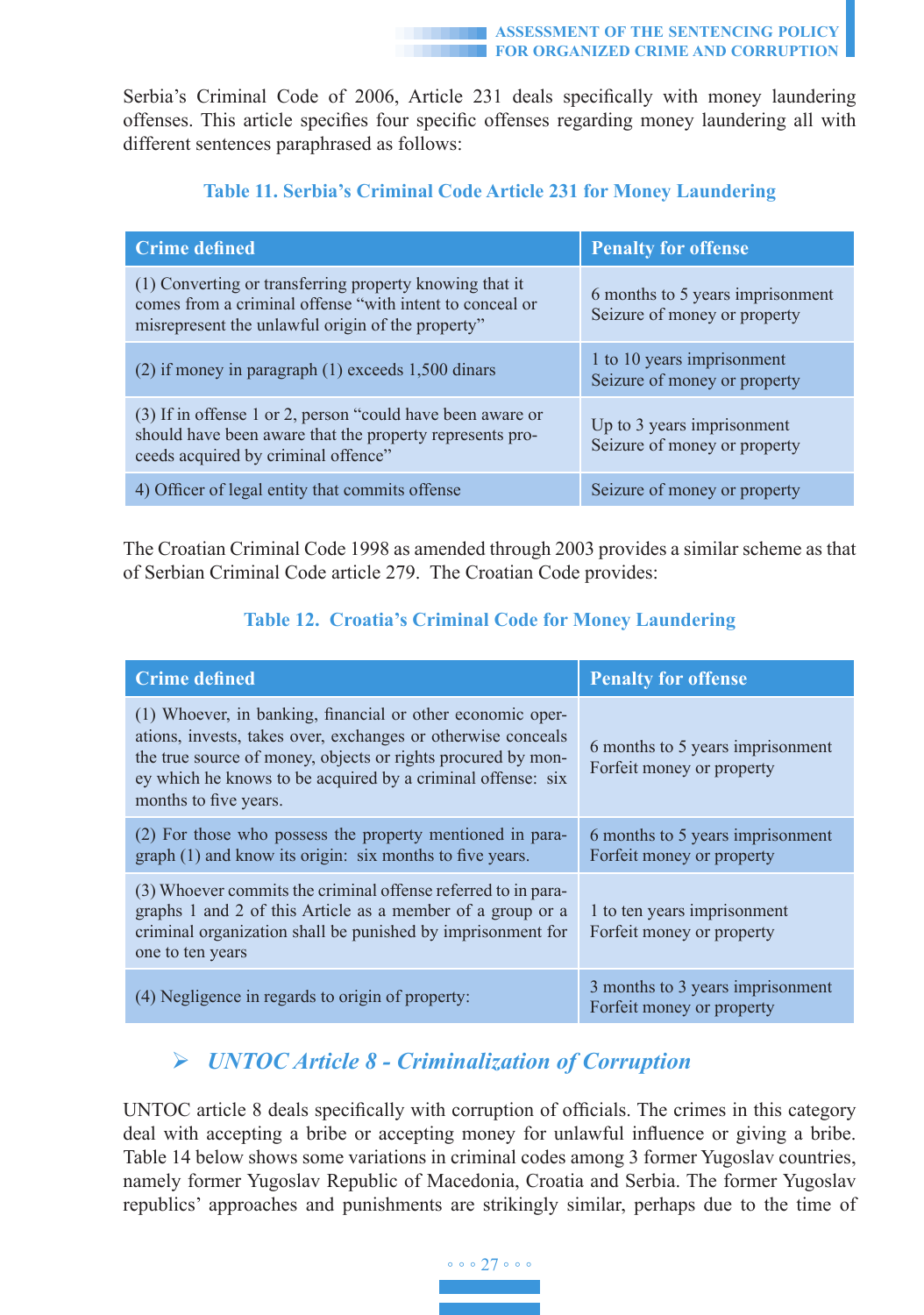Serbia's Criminal Code of 2006, Article 231 deals specifically with money laundering offenses. This article specifies four specific offenses regarding money laundering all with different sentences paraphrased as follows:

**Table 11. Serbia's Criminal Code Article 231 for Money Laundering**

| Crime defined | Penalty for offense |
|---|---|
| (1) Converting or transferring property knowing that it comes from a criminal offense "with intent to conceal or misrepresent the unlawful origin of the property" | 6 months to 5 years imprisonment<br>Seizure of money or property |
| (2) if money in paragraph (1) exceeds 1,500 dinars | 1 to 10 years imprisonment<br>Seizure of money or property |
| (3) If in offense 1 or 2, person "could have been aware or should have been aware that the property represents proceeds acquired by criminal offence" | Up to 3 years imprisonment<br>Seizure of money or property |
| 4) Officer of legal entity that commits offense | Seizure of money or property |

The Croatian Criminal Code 1998 as amended through 2003 provides a similar scheme as that of Serbian Criminal Code article 279. The Croatian Code provides:

**Table 12. Croatia's Criminal Code for Money Laundering**

| Crime defined | Penalty for offense |
|---|---|
| (1) Whoever, in banking, financial or other economic operations, invests, takes over, exchanges or otherwise conceals the true source of money, objects or rights procured by money which he knows to be acquired by a criminal offense: six months to five years. | 6 months to 5 years imprisonment<br>Forfeit money or property |
| (2) For those who possess the property mentioned in paragraph (1) and know its origin: six months to five years. | 6 months to 5 years imprisonment<br>Forfeit money or property |
| (3) Whoever commits the criminal offense referred to in paragraphs 1 and 2 of this Article as a member of a group or a criminal organization shall be punished by imprisonment for one to ten years | 1 to ten years imprisonment<br>Forfeit money or property |
| (4) Negligence in regards to origin of property: | 3 months to 3 years imprisonment<br>Forfeit money or property |

### *UNTOC Article 8 - Criminalization of Corruption*

UNTOC article 8 deals specifically with corruption of officials. The crimes in this category deal with accepting a bribe or accepting money for unlawful influence or giving a bribe. Table 14 below shows some variations in criminal codes among 3 former Yugoslav countries, namely former Yugoslav Republic of Macedonia, Croatia and Serbia. The former Yugoslav republics' approaches and punishments are strikingly similar, perhaps due to the time of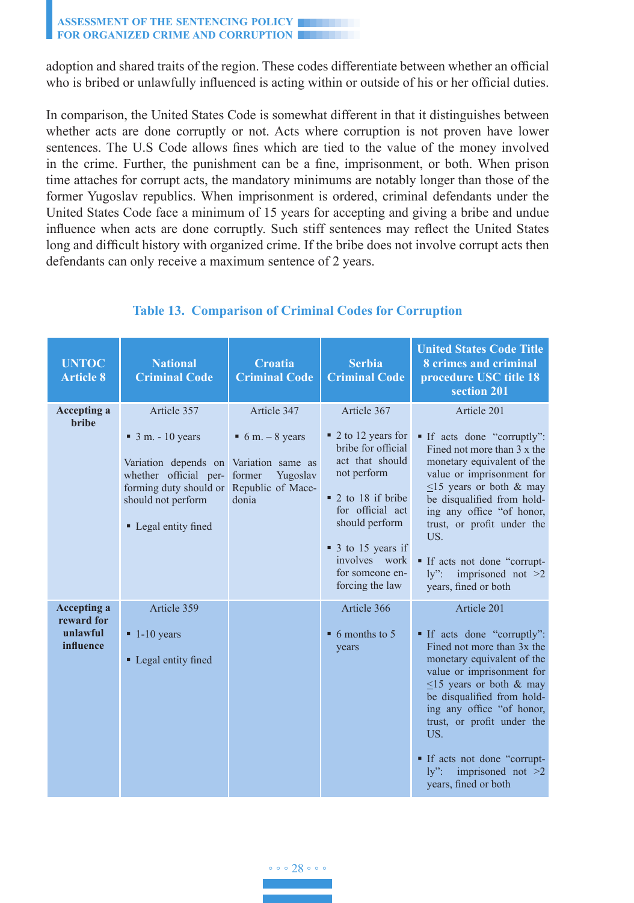adoption and shared traits of the region. These codes differentiate between whether an official who is bribed or unlawfully influenced is acting within or outside of his or her official duties.

In comparison, the United States Code is somewhat different in that it distinguishes between whether acts are done corruptly or not. Acts where corruption is not proven have lower sentences. The U.S Code allows fines which are tied to the value of the money involved in the crime. Further, the punishment can be a fine, imprisonment, or both. When prison time attaches for corrupt acts, the mandatory minimums are notably longer than those of the former Yugoslav republics. When imprisonment is ordered, criminal defendants under the United States Code face a minimum of 15 years for accepting and giving a bribe and undue influence when acts are done corruptly. Such stiff sentences may reflect the United States long and difficult history with organized crime. If the bribe does not involve corrupt acts then defendants can only receive a maximum sentence of 2 years.

**Table 13. Comparison of Criminal Codes for Corruption**

| UNTOC Article 8 | National Criminal Code | Croatia Criminal Code | Serbia Criminal Code | United States Code Title 8 crimes and criminal procedure USC title 18 section 201 |
|---|---|---|---|---|
| **Accepting a bribe** | Article 357<br>▪ 3 m. - 10 years<br>Variation depends on whether official performing duty should or should not perform<br>▪ Legal entity fined | Article 347<br>▪ 6 m. – 8 years<br>Variation same as former Yugoslav Republic of Macedonia | Article 367<br>▪ 2 to 12 years for bribe for official act that should not perform<br>▪ 2 to 18 if bribe for official act should perform<br>▪ 3 to 15 years if involves work for someone enforcing the law | Article 201<br>▪ If acts done "corruptly": Fined not more than 3 x the monetary equivalent of the value or imprisonment for ≤15 years or both & may be disqualified from holding any office "of honor, trust, or profit under the US.<br>▪ If acts not done "corruptly": imprisoned not >2 years, fined or both |
| **Accepting a reward for unlawful influence** | Article 359<br>▪ 1-10 years<br>▪ Legal entity fined | | Article 366<br>▪ 6 months to 5 years | Article 201<br>▪ If acts done "corruptly": Fined not more than 3x the monetary equivalent of the value or imprisonment for ≤15 years or both & may be disqualified from holding any office "of honor, trust, or profit under the US.<br>▪ If acts not done "corruptly": imprisoned not >2 years, fined or both |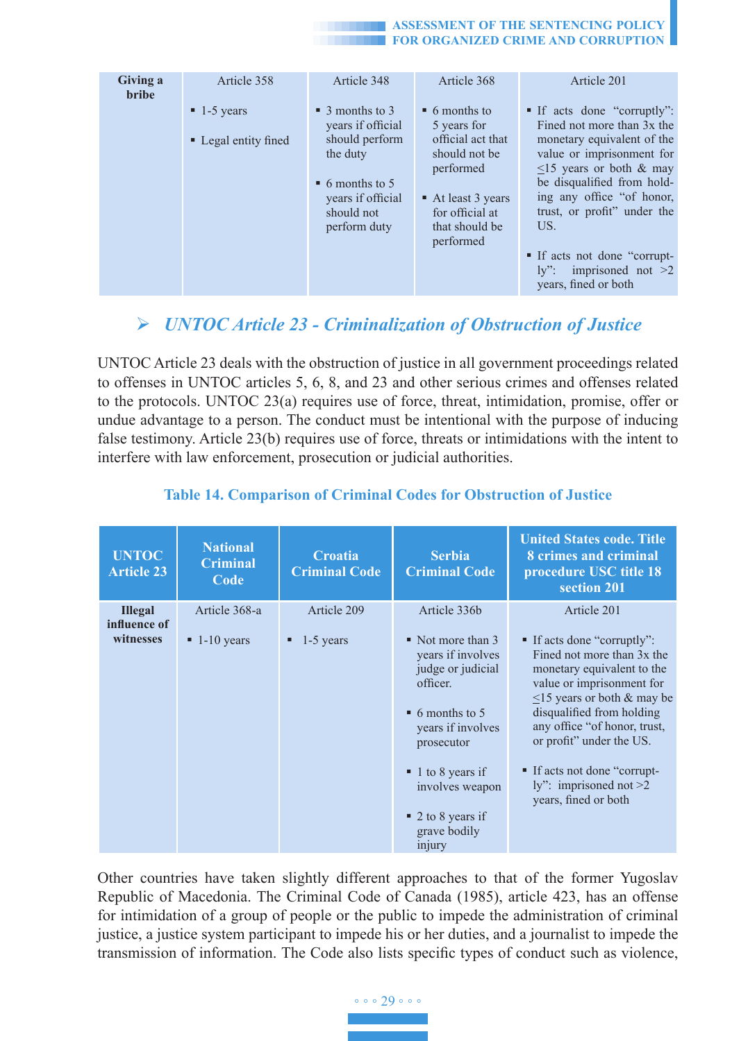| Giving a bribe | Article 358<br><br>▪ 1-5 years<br><br>▪ Legal entity fined | Article 348<br><br>▪ 3 months to 3 years if official should perform the duty<br><br>▪ 6 months to 5 years if official should not perform duty | Article 368<br><br>▪ 6 months to 5 years for official act that should not be performed<br><br>▪ At least 3 years for official at that should be performed | Article 201<br><br>▪ If acts done "corruptly": Fined not more than 3x the monetary equivalent of the value or imprisonment for ≤15 years or both & may be disqualified from holding any office "of honor, trust, or profit" under the US.<br><br>▪ If acts not done "corruptly": imprisoned not >2 years, fined or both |
|---|---|---|---|---|

## ➢ *UNTOC Article 23 - Criminalization of Obstruction of Justice*

UNTOC Article 23 deals with the obstruction of justice in all government proceedings related to offenses in UNTOC articles 5, 6, 8, and 23 and other serious crimes and offenses related to the protocols. UNTOC 23(a) requires use of force, threat, intimidation, promise, offer or undue advantage to a person. The conduct must be intentional with the purpose of inducing false testimony. Article 23(b) requires use of force, threats or intimidations with the intent to interfere with law enforcement, prosecution or judicial authorities.

**Table 14. Comparison of Criminal Codes for Obstruction of Justice**

| UNTOC Article 23 | National Criminal Code | Croatia Criminal Code | Serbia Criminal Code | United States code. Title 8 crimes and criminal procedure USC title 18 section 201 |
|---|---|---|---|---|
| **Illegal influence of witnesses** | Article 368-a<br><br>▪ 1-10 years | Article 209<br><br>▪ 1-5 years | Article 336b<br><br>▪ Not more than 3 years if involves judge or judicial officer.<br><br>▪ 6 months to 5 years if involves prosecutor<br><br>▪ 1 to 8 years if involves weapon<br><br>▪ 2 to 8 years if grave bodily injury | Article 201<br><br>▪ If acts done "corruptly": Fined not more than 3x the monetary equivalent to the value or imprisonment for ≤15 years or both & may be disqualified from holding any office "of honor, trust, or profit" under the US.<br><br>▪ If acts not done "corruptly": imprisoned not >2 years, fined or both |

Other countries have taken slightly different approaches to that of the former Yugoslav Republic of Macedonia. The Criminal Code of Canada (1985), article 423, has an offense for intimidation of a group of people or the public to impede the administration of criminal justice, a justice system participant to impede his or her duties, and a journalist to impede the transmission of information. The Code also lists specific types of conduct such as violence,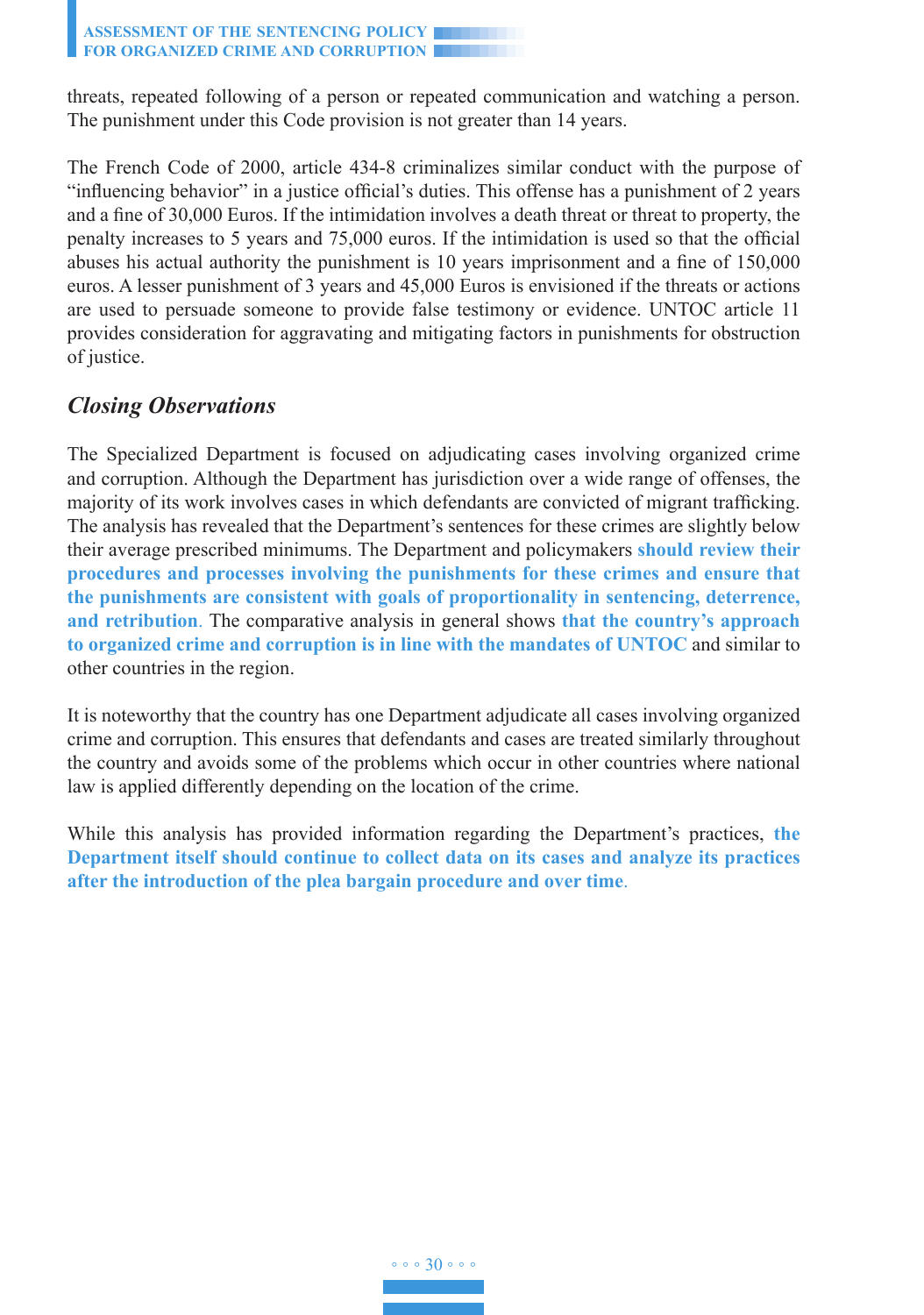threats, repeated following of a person or repeated communication and watching a person. The punishment under this Code provision is not greater than 14 years.

The French Code of 2000, article 434-8 criminalizes similar conduct with the purpose of "influencing behavior" in a justice official's duties. This offense has a punishment of 2 years and a fine of 30,000 Euros. If the intimidation involves a death threat or threat to property, the penalty increases to 5 years and 75,000 euros. If the intimidation is used so that the official abuses his actual authority the punishment is 10 years imprisonment and a fine of 150,000 euros. A lesser punishment of 3 years and 45,000 Euros is envisioned if the threats or actions are used to persuade someone to provide false testimony or evidence. UNTOC article 11 provides consideration for aggravating and mitigating factors in punishments for obstruction of justice.

## *Closing Observations*

The Specialized Department is focused on adjudicating cases involving organized crime and corruption. Although the Department has jurisdiction over a wide range of offenses, the majority of its work involves cases in which defendants are convicted of migrant trafficking. The analysis has revealed that the Department's sentences for these crimes are slightly below their average prescribed minimums. The Department and policymakers **should review their procedures and processes involving the punishments for these crimes and ensure that the punishments are consistent with goals of proportionality in sentencing, deterrence, and retribution**. The comparative analysis in general shows **that the country's approach to organized crime and corruption is in line with the mandates of UNTOC** and similar to other countries in the region.

It is noteworthy that the country has one Department adjudicate all cases involving organized crime and corruption. This ensures that defendants and cases are treated similarly throughout the country and avoids some of the problems which occur in other countries where national law is applied differently depending on the location of the crime.

While this analysis has provided information regarding the Department's practices, **the Department itself should continue to collect data on its cases and analyze its practices after the introduction of the plea bargain procedure and over time**.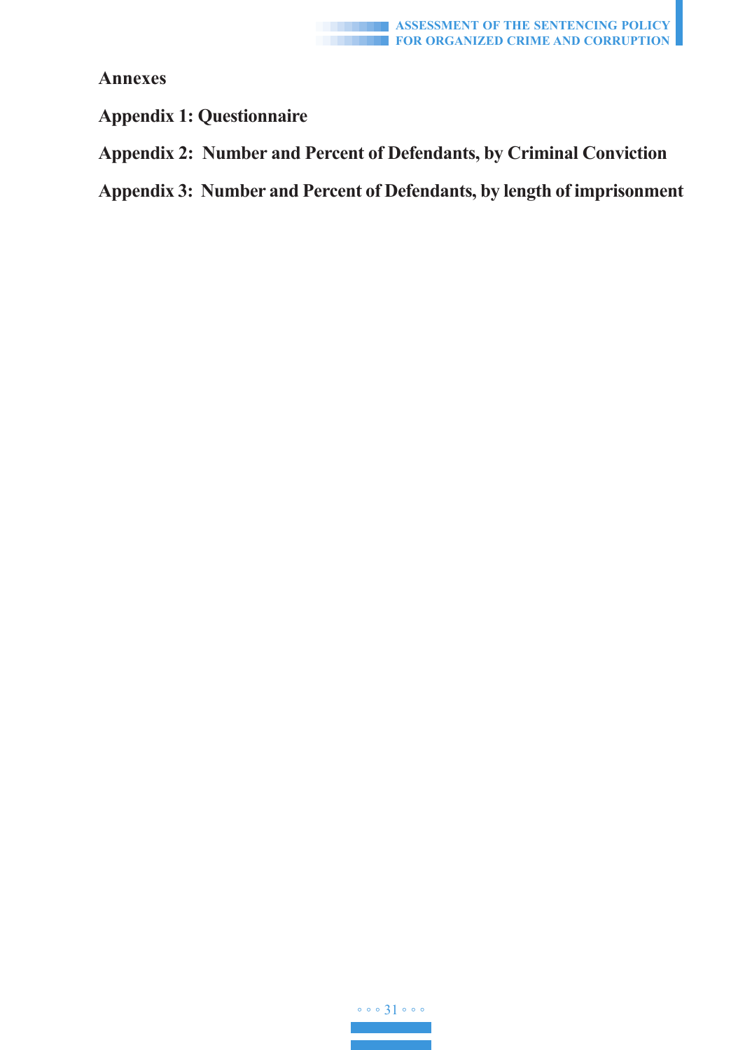## Annexes

**Appendix 1: Questionnaire**

**Appendix 2: Number and Percent of Defendants, by Criminal Conviction**

**Appendix 3: Number and Percent of Defendants, by length of imprisonment**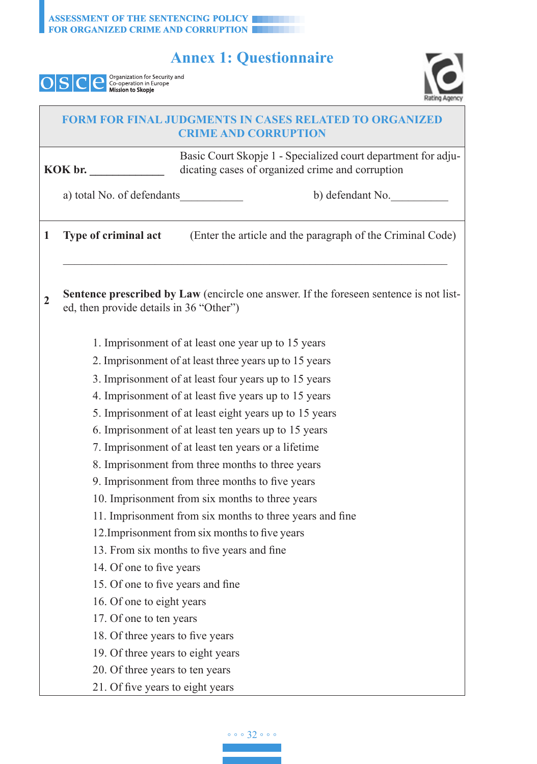# Annex 1: Questionnaire

Organization for Security and Co-operation in Europe Mission to Skopje

## FORM FOR FINAL JUDGMENTS IN CASES RELATED TO ORGANIZED CRIME AND CORRUPTION

**KOK br.** ____________

Basic Court Skopje 1 - Specialized court department for adjudicating cases of organized crime and corruption

a) total No. of defendants___________ b) defendant No.__________

**1 Type of criminal act** (Enter the article and the paragraph of the Criminal Code)

______________________________________________________________________

**2 Sentence prescribed by Law** (encircle one answer. If the foreseen sentence is not listed, then provide details in 36 "Other")

1. Imprisonment of at least one year up to 15 years
2. Imprisonment of at least three years up to 15 years
3. Imprisonment of at least four years up to 15 years
4. Imprisonment of at least five years up to 15 years
5. Imprisonment of at least eight years up to 15 years
6. Imprisonment of at least ten years up to 15 years
7. Imprisonment of at least ten years or a lifetime
8. Imprisonment from three months to three years
9. Imprisonment from three months to five years
10. Imprisonment from six months to three years
11. Imprisonment from six months to three years and fine
12. Imprisonment from six months to five years
13. From six months to five years and fine
14. Of one to five years
15. Of one to five years and fine
16. Of one to eight years
17. Of one to ten years
18. Of three years to five years
19. Of three years to eight years
20. Of three years to ten years
21. Of five years to eight years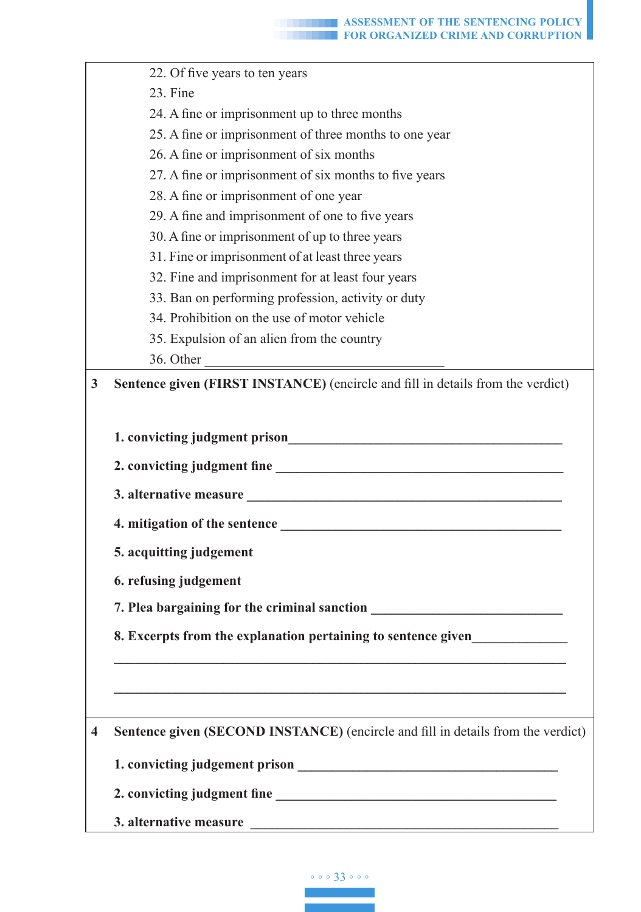22. Of five years to ten years
23. Fine
24. A fine or imprisonment up to three months
25. A fine or imprisonment of three months to one year
26. A fine or imprisonment of six months
27. A fine or imprisonment of six months to five years
28. A fine or imprisonment of one year
29. A fine and imprisonment of one to five years
30. A fine or imprisonment of up to three years
31. Fine or imprisonment of at least three years
32. Fine and imprisonment for at least four years
33. Ban on performing profession, activity or duty
34. Prohibition on the use of motor vehicle
35. Expulsion of an alien from the country
36. Other ___________________________________

**3 Sentence given (FIRST INSTANCE)** (encircle and fill in details from the verdict)

**1. convicting judgment prison**________________________________________

**2. convicting judgment fine** __________________________________________

**3. alternative measure** ______________________________________________

**4. mitigation of the sentence** ________________________________________

**5. acquitting judgement**

**6. refusing judgement**

**7. Plea bargaining for the criminal sanction** ___________________________

**8. Excerpts from the explanation pertaining to sentence given**_____________

_____________________________________________________________________

_____________________________________________________________________

**4 Sentence given (SECOND INSTANCE)** (encircle and fill in details from the verdict)

**1. convicting judgement prison** ______________________________________

**2. convicting judgment fine** _________________________________________

**3. alternative measure** ______________________________________________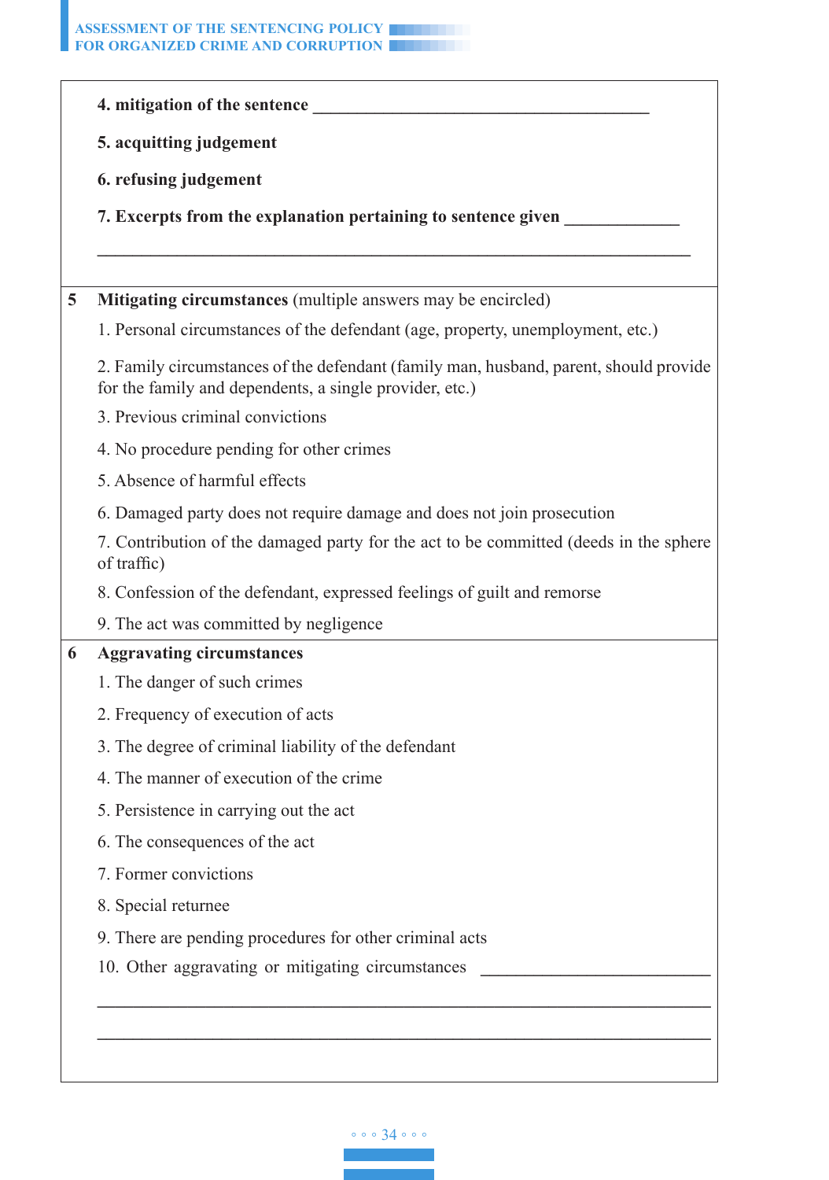| | |
|---|---|
| | **4. mitigation of the sentence** ________________________________________ <br><br> **5. acquitting judgement** <br><br> **6. refusing judgement** <br><br> **7. Excerpts from the explanation pertaining to sentence given** _____________ <br><br> ______________________________________________________________________ |
| **5** | **Mitigating circumstances** (multiple answers may be encircled) <br> 1. Personal circumstances of the defendant (age, property, unemployment, etc.) <br> 2. Family circumstances of the defendant (family man, husband, parent, should provide for the family and dependents, a single provider, etc.) <br> 3. Previous criminal convictions <br> 4. No procedure pending for other crimes <br> 5. Absence of harmful effects <br> 6. Damaged party does not require damage and does not join prosecution <br> 7. Contribution of the damaged party for the act to be committed (deeds in the sphere of traffic) <br> 8. Confession of the defendant, expressed feelings of guilt and remorse <br> 9. The act was committed by negligence |
| **6** | **Aggravating circumstances** <br> 1. The danger of such crimes <br> 2. Frequency of execution of acts <br> 3. The degree of criminal liability of the defendant <br> 4. The manner of execution of the crime <br> 5. Persistence in carrying out the act <br> 6. The consequences of the act <br> 7. Former convictions <br> 8. Special returnee <br> 9. There are pending procedures for other criminal acts <br> 10. Other aggravating or mitigating circumstances ___________________________ <br><br> ______________________________________________________________________ <br><br> ______________________________________________________________________ |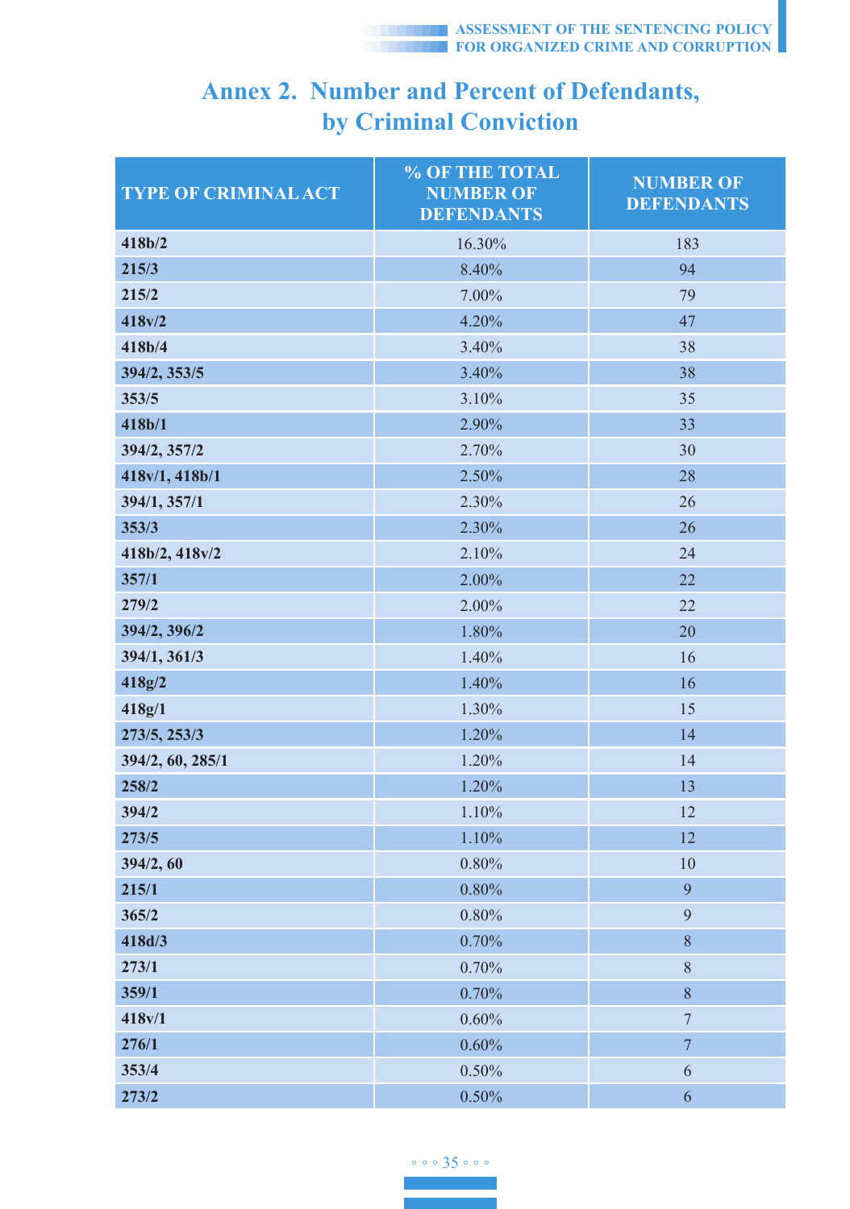# Annex 2. Number and Percent of Defendants, by Criminal Conviction

| TYPE OF CRIMINAL ACT | % OF THE TOTAL NUMBER OF DEFENDANTS | NUMBER OF DEFENDANTS |
|---|---|---|
| **418b/2** | 16.30% | 183 |
| **215/3** | 8.40% | 94 |
| **215/2** | 7.00% | 79 |
| **418v/2** | 4.20% | 47 |
| **418b/4** | 3.40% | 38 |
| **394/2, 353/5** | 3.40% | 38 |
| **353/5** | 3.10% | 35 |
| **418b/1** | 2.90% | 33 |
| **394/2, 357/2** | 2.70% | 30 |
| **418v/1, 418b/1** | 2.50% | 28 |
| **394/1, 357/1** | 2.30% | 26 |
| **353/3** | 2.30% | 26 |
| **418b/2, 418v/2** | 2.10% | 24 |
| **357/1** | 2.00% | 22 |
| **279/2** | 2.00% | 22 |
| **394/2, 396/2** | 1.80% | 20 |
| **394/1, 361/3** | 1.40% | 16 |
| **418g/2** | 1.40% | 16 |
| **418g/1** | 1.30% | 15 |
| **273/5, 253/3** | 1.20% | 14 |
| **394/2, 60, 285/1** | 1.20% | 14 |
| **258/2** | 1.20% | 13 |
| **394/2** | 1.10% | 12 |
| **273/5** | 1.10% | 12 |
| **394/2, 60** | 0.80% | 10 |
| **215/1** | 0.80% | 9 |
| **365/2** | 0.80% | 9 |
| **418d/3** | 0.70% | 8 |
| **273/1** | 0.70% | 8 |
| **359/1** | 0.70% | 8 |
| **418v/1** | 0.60% | 7 |
| **276/1** | 0.60% | 7 |
| **353/4** | 0.50% | 6 |
| **273/2** | 0.50% | 6 |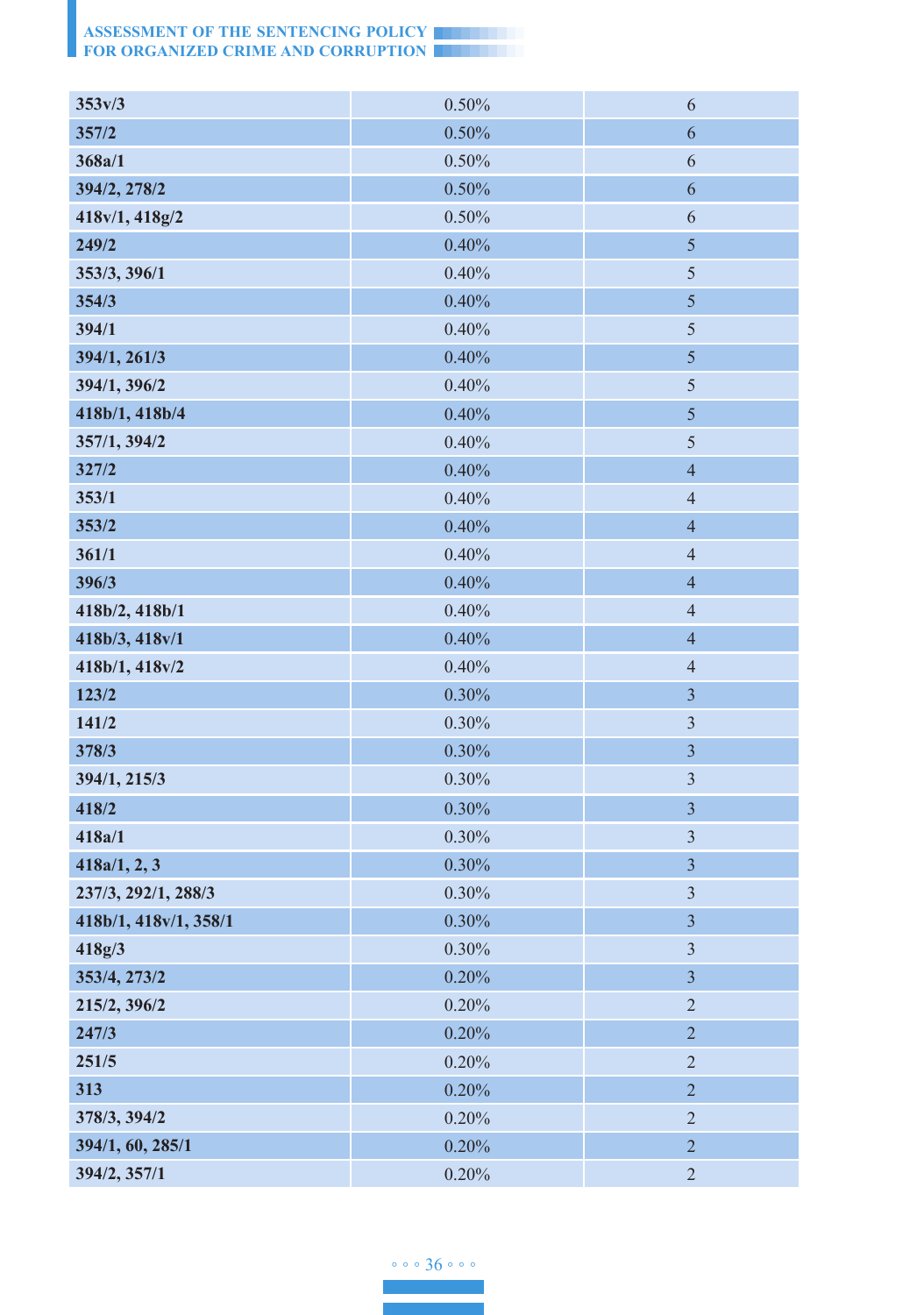| | | |
|---|---|---|
| 353v/3 | 0.50% | 6 |
| 357/2 | 0.50% | 6 |
| 368a/1 | 0.50% | 6 |
| 394/2, 278/2 | 0.50% | 6 |
| 418v/1, 418g/2 | 0.50% | 6 |
| 249/2 | 0.40% | 5 |
| 353/3, 396/1 | 0.40% | 5 |
| 354/3 | 0.40% | 5 |
| 394/1 | 0.40% | 5 |
| 394/1, 261/3 | 0.40% | 5 |
| 394/1, 396/2 | 0.40% | 5 |
| 418b/1, 418b/4 | 0.40% | 5 |
| 357/1, 394/2 | 0.40% | 5 |
| 327/2 | 0.40% | 4 |
| 353/1 | 0.40% | 4 |
| 353/2 | 0.40% | 4 |
| 361/1 | 0.40% | 4 |
| 396/3 | 0.40% | 4 |
| 418b/2, 418b/1 | 0.40% | 4 |
| 418b/3, 418v/1 | 0.40% | 4 |
| 418b/1, 418v/2 | 0.40% | 4 |
| 123/2 | 0.30% | 3 |
| 141/2 | 0.30% | 3 |
| 378/3 | 0.30% | 3 |
| 394/1, 215/3 | 0.30% | 3 |
| 418/2 | 0.30% | 3 |
| 418a/1 | 0.30% | 3 |
| 418a/1, 2, 3 | 0.30% | 3 |
| 237/3, 292/1, 288/3 | 0.30% | 3 |
| 418b/1, 418v/1, 358/1 | 0.30% | 3 |
| 418g/3 | 0.30% | 3 |
| 353/4, 273/2 | 0.20% | 3 |
| 215/2, 396/2 | 0.20% | 2 |
| 247/3 | 0.20% | 2 |
| 251/5 | 0.20% | 2 |
| 313 | 0.20% | 2 |
| 378/3, 394/2 | 0.20% | 2 |
| 394/1, 60, 285/1 | 0.20% | 2 |
| 394/2, 357/1 | 0.20% | 2 |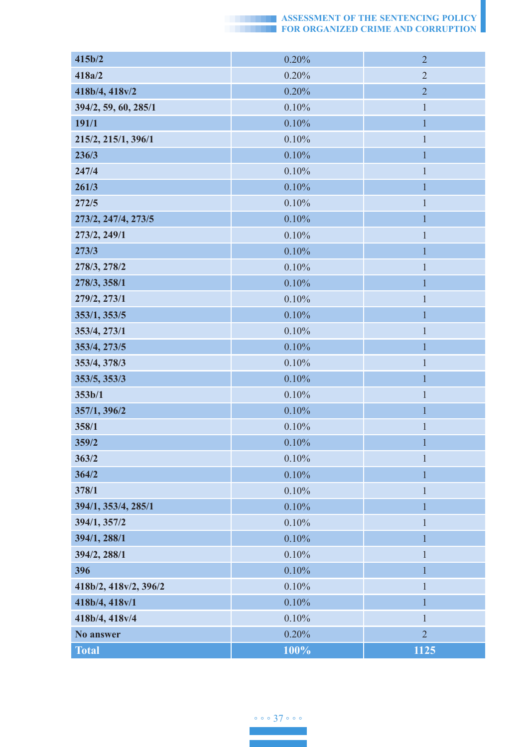| 415b/2 | 0.20% | 2 |
|---|---|---|
| 418a/2 | 0.20% | 2 |
| 418b/4, 418v/2 | 0.20% | 2 |
| 394/2, 59, 60, 285/1 | 0.10% | 1 |
| 191/1 | 0.10% | 1 |
| 215/2, 215/1, 396/1 | 0.10% | 1 |
| 236/3 | 0.10% | 1 |
| 247/4 | 0.10% | 1 |
| 261/3 | 0.10% | 1 |
| 272/5 | 0.10% | 1 |
| 273/2, 247/4, 273/5 | 0.10% | 1 |
| 273/2, 249/1 | 0.10% | 1 |
| 273/3 | 0.10% | 1 |
| 278/3, 278/2 | 0.10% | 1 |
| 278/3, 358/1 | 0.10% | 1 |
| 279/2, 273/1 | 0.10% | 1 |
| 353/1, 353/5 | 0.10% | 1 |
| 353/4, 273/1 | 0.10% | 1 |
| 353/4, 273/5 | 0.10% | 1 |
| 353/4, 378/3 | 0.10% | 1 |
| 353/5, 353/3 | 0.10% | 1 |
| 353b/1 | 0.10% | 1 |
| 357/1, 396/2 | 0.10% | 1 |
| 358/1 | 0.10% | 1 |
| 359/2 | 0.10% | 1 |
| 363/2 | 0.10% | 1 |
| 364/2 | 0.10% | 1 |
| 378/1 | 0.10% | 1 |
| 394/1, 353/4, 285/1 | 0.10% | 1 |
| 394/1, 357/2 | 0.10% | 1 |
| 394/1, 288/1 | 0.10% | 1 |
| 394/2, 288/1 | 0.10% | 1 |
| 396 | 0.10% | 1 |
| 418b/2, 418v/2, 396/2 | 0.10% | 1 |
| 418b/4, 418v/1 | 0.10% | 1 |
| 418b/4, 418v/4 | 0.10% | 1 |
| No answer | 0.20% | 2 |
| **Total** | **100%** | **1125** |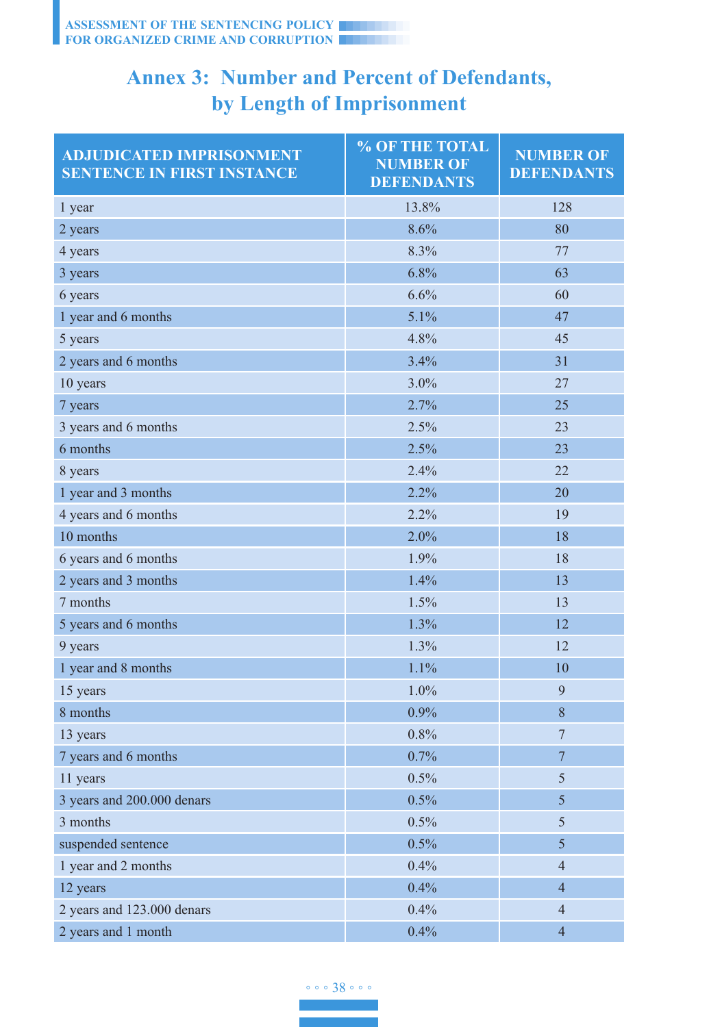# Annex 3: Number and Percent of Defendants, by Length of Imprisonment

| ADJUDICATED IMPRISONMENT SENTENCE IN FIRST INSTANCE | % OF THE TOTAL NUMBER OF DEFENDANTS | NUMBER OF DEFENDANTS |
|---|---|---|
| 1 year | 13.8% | 128 |
| 2 years | 8.6% | 80 |
| 4 years | 8.3% | 77 |
| 3 years | 6.8% | 63 |
| 6 years | 6.6% | 60 |
| 1 year and 6 months | 5.1% | 47 |
| 5 years | 4.8% | 45 |
| 2 years and 6 months | 3.4% | 31 |
| 10 years | 3.0% | 27 |
| 7 years | 2.7% | 25 |
| 3 years and 6 months | 2.5% | 23 |
| 6 months | 2.5% | 23 |
| 8 years | 2.4% | 22 |
| 1 year and 3 months | 2.2% | 20 |
| 4 years and 6 months | 2.2% | 19 |
| 10 months | 2.0% | 18 |
| 6 years and 6 months | 1.9% | 18 |
| 2 years and 3 months | 1.4% | 13 |
| 7 months | 1.5% | 13 |
| 5 years and 6 months | 1.3% | 12 |
| 9 years | 1.3% | 12 |
| 1 year and 8 months | 1.1% | 10 |
| 15 years | 1.0% | 9 |
| 8 months | 0.9% | 8 |
| 13 years | 0.8% | 7 |
| 7 years and 6 months | 0.7% | 7 |
| 11 years | 0.5% | 5 |
| 3 years and 200.000 denars | 0.5% | 5 |
| 3 months | 0.5% | 5 |
| suspended sentence | 0.5% | 5 |
| 1 year and 2 months | 0.4% | 4 |
| 12 years | 0.4% | 4 |
| 2 years and 123.000 denars | 0.4% | 4 |
| 2 years and 1 month | 0.4% | 4 |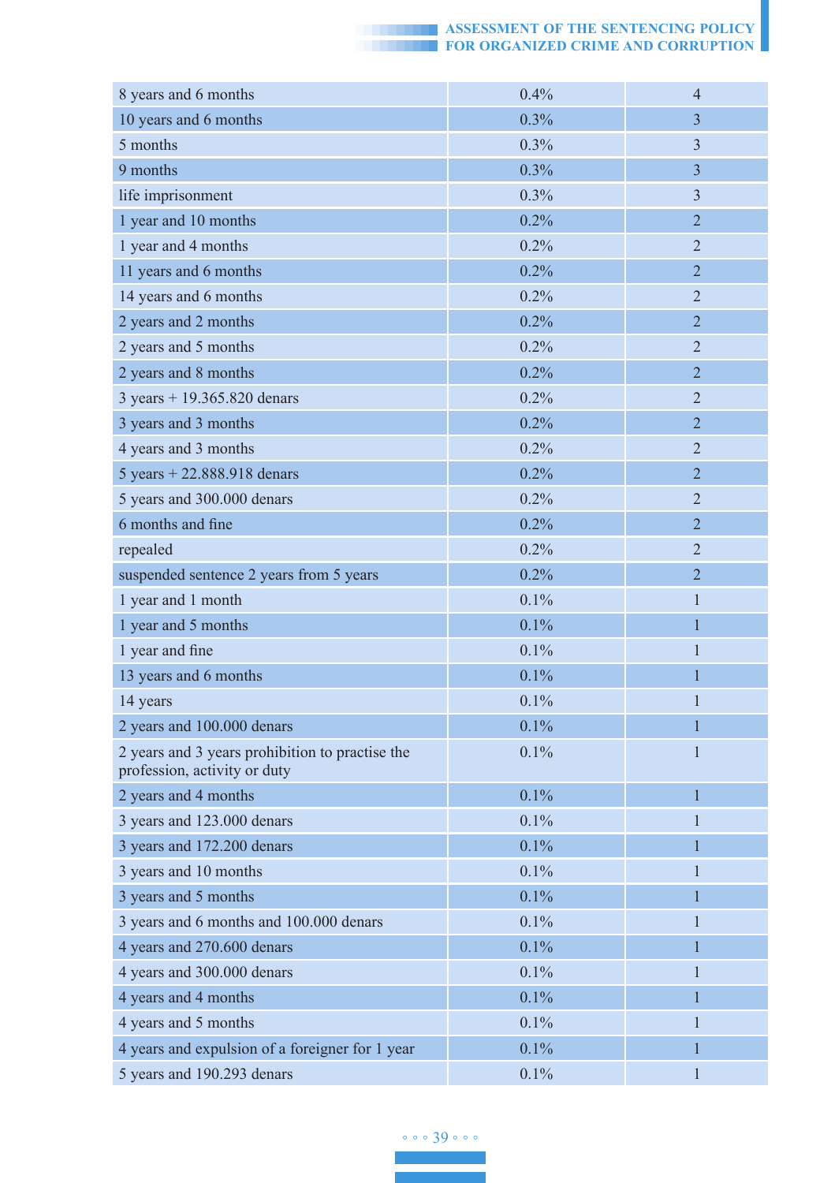| | | |
|---|---|---|
| 8 years and 6 months | 0.4% | 4 |
| 10 years and 6 months | 0.3% | 3 |
| 5 months | 0.3% | 3 |
| 9 months | 0.3% | 3 |
| life imprisonment | 0.3% | 3 |
| 1 year and 10 months | 0.2% | 2 |
| 1 year and 4 months | 0.2% | 2 |
| 11 years and 6 months | 0.2% | 2 |
| 14 years and 6 months | 0.2% | 2 |
| 2 years and 2 months | 0.2% | 2 |
| 2 years and 5 months | 0.2% | 2 |
| 2 years and 8 months | 0.2% | 2 |
| 3 years + 19.365.820 denars | 0.2% | 2 |
| 3 years and 3 months | 0.2% | 2 |
| 4 years and 3 months | 0.2% | 2 |
| 5 years + 22.888.918 denars | 0.2% | 2 |
| 5 years and 300.000 denars | 0.2% | 2 |
| 6 months and fine | 0.2% | 2 |
| repealed | 0.2% | 2 |
| suspended sentence 2 years from 5 years | 0.2% | 2 |
| 1 year and 1 month | 0.1% | 1 |
| 1 year and 5 months | 0.1% | 1 |
| 1 year and fine | 0.1% | 1 |
| 13 years and 6 months | 0.1% | 1 |
| 14 years | 0.1% | 1 |
| 2 years and 100.000 denars | 0.1% | 1 |
| 2 years and 3 years prohibition to practise the profession, activity or duty | 0.1% | 1 |
| 2 years and 4 months | 0.1% | 1 |
| 3 years and 123.000 denars | 0.1% | 1 |
| 3 years and 172.200 denars | 0.1% | 1 |
| 3 years and 10 months | 0.1% | 1 |
| 3 years and 5 months | 0.1% | 1 |
| 3 years and 6 months and 100.000 denars | 0.1% | 1 |
| 4 years and 270.600 denars | 0.1% | 1 |
| 4 years and 300.000 denars | 0.1% | 1 |
| 4 years and 4 months | 0.1% | 1 |
| 4 years and 5 months | 0.1% | 1 |
| 4 years and expulsion of a foreigner for 1 year | 0.1% | 1 |
| 5 years and 190.293 denars | 0.1% | 1 |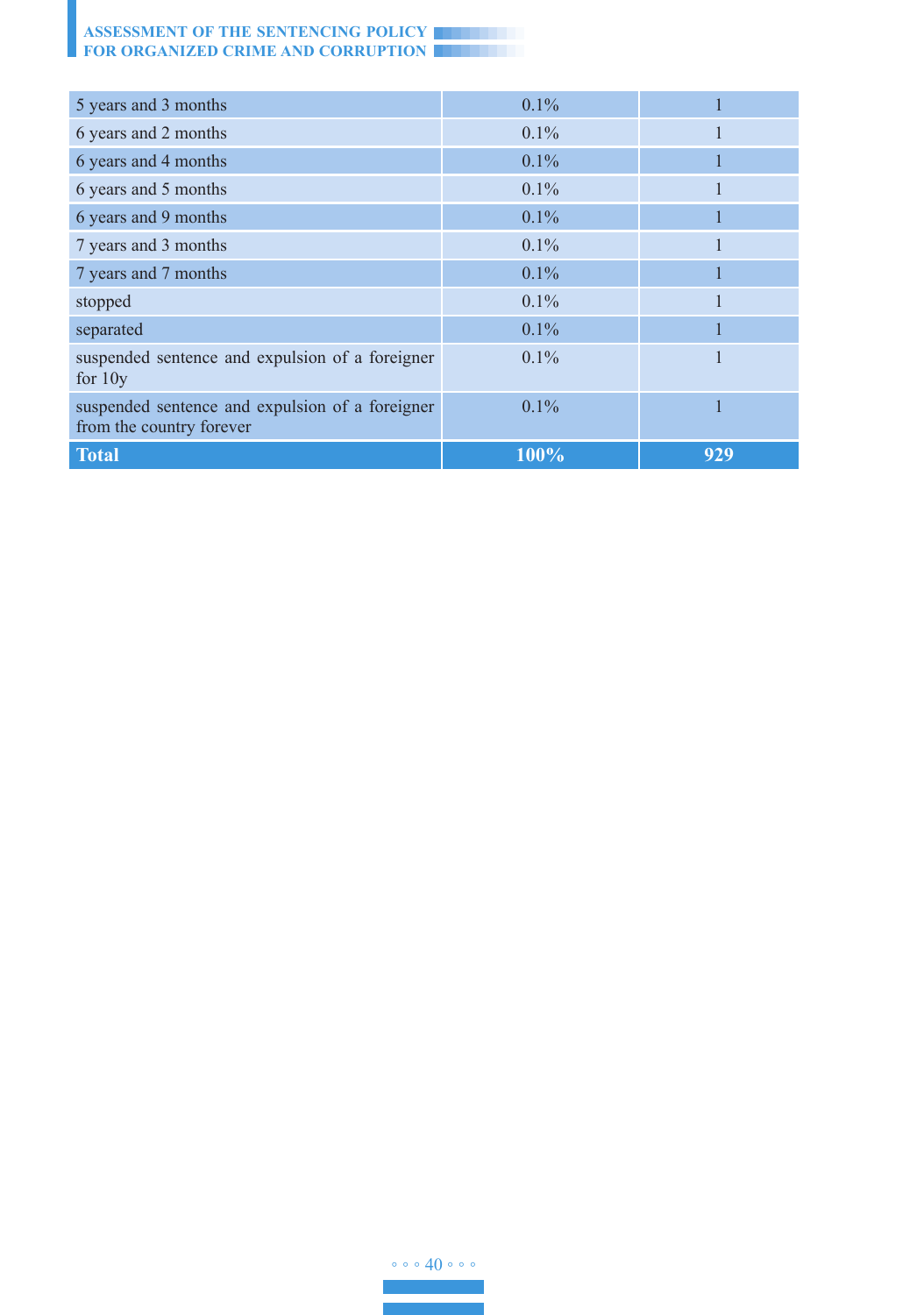| | | |
|---|---|---|
| 5 years and 3 months | 0.1% | 1 |
| 6 years and 2 months | 0.1% | 1 |
| 6 years and 4 months | 0.1% | 1 |
| 6 years and 5 months | 0.1% | 1 |
| 6 years and 9 months | 0.1% | 1 |
| 7 years and 3 months | 0.1% | 1 |
| 7 years and 7 months | 0.1% | 1 |
| stopped | 0.1% | 1 |
| separated | 0.1% | 1 |
| suspended sentence and expulsion of a foreigner for 10y | 0.1% | 1 |
| suspended sentence and expulsion of a foreigner from the country forever | 0.1% | 1 |
| **Total** | **100%** | **929** |